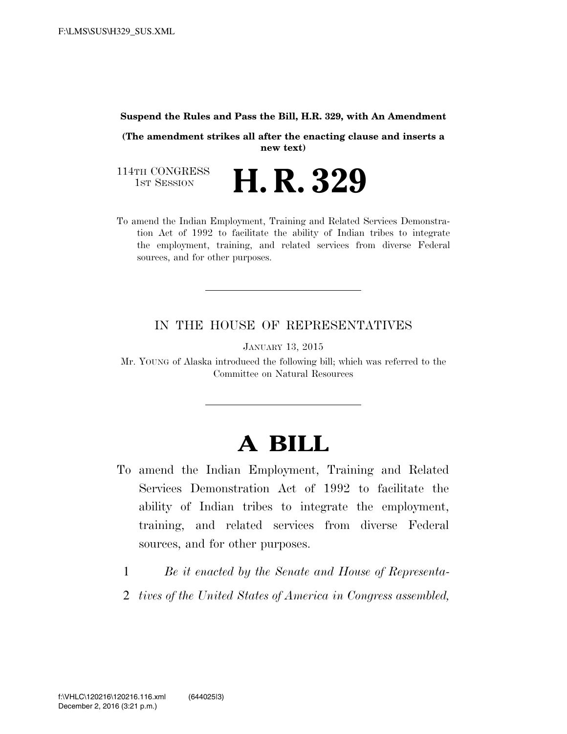**Suspend the Rules and Pass the Bill, H.R. 329, with An Amendment**

**(The amendment strikes all after the enacting clause and inserts a new text)**

114TH CONGRESS
1ST SESSION

# H. R. 329

To amend the Indian Employment, Training and Related Services Demonstration Act of 1992 to facilitate the ability of Indian tribes to integrate the employment, training, and related services from diverse Federal sources, and for other purposes.

---

IN THE HOUSE OF REPRESENTATIVES

JANUARY 13, 2015

Mr. YOUNG of Alaska introduced the following bill; which was referred to the Committee on Natural Resources

---

# A BILL

To amend the Indian Employment, Training and Related Services Demonstration Act of 1992 to facilitate the ability of Indian tribes to integrate the employment, training, and related services from diverse Federal sources, and for other purposes.

1 *Be it enacted by the Senate and House of Representa-*
2 *tives of the United States of America in Congress assembled,*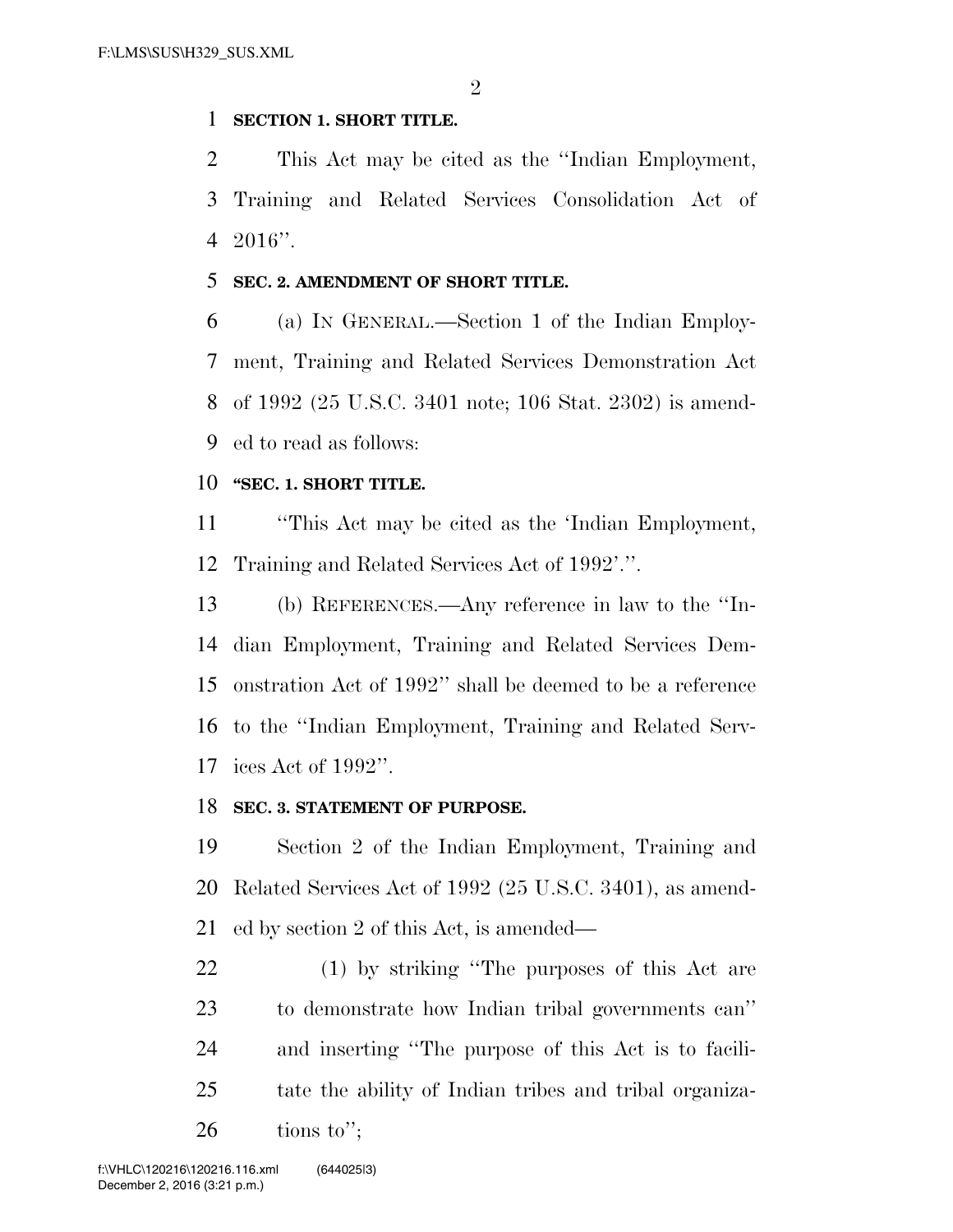**SECTION 1. SHORT TITLE.**

This Act may be cited as the ''Indian Employment, Training and Related Services Consolidation Act of 2016''.

**SEC. 2. AMENDMENT OF SHORT TITLE.**

(a) IN GENERAL.—Section 1 of the Indian Employment, Training and Related Services Demonstration Act of 1992 (25 U.S.C. 3401 note; 106 Stat. 2302) is amended to read as follows:

**''SEC. 1. SHORT TITLE.**

''This Act may be cited as the 'Indian Employment, Training and Related Services Act of 1992'.''.

(b) REFERENCES.—Any reference in law to the ''Indian Employment, Training and Related Services Demonstration Act of 1992'' shall be deemed to be a reference to the ''Indian Employment, Training and Related Services Act of 1992''.

**SEC. 3. STATEMENT OF PURPOSE.**

Section 2 of the Indian Employment, Training and Related Services Act of 1992 (25 U.S.C. 3401), as amended by section 2 of this Act, is amended—

(1) by striking ''The purposes of this Act are to demonstrate how Indian tribal governments can'' and inserting ''The purpose of this Act is to facilitate the ability of Indian tribes and tribal organizations to'';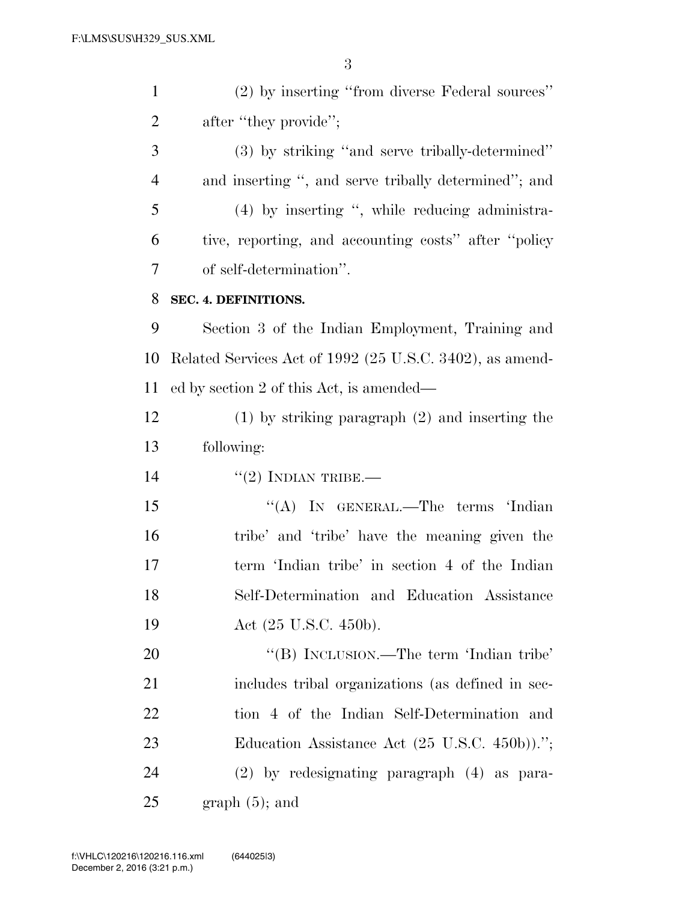(2) by inserting "from diverse Federal sources" after "they provide";

(3) by striking "and serve tribally-determined" and inserting ", and serve tribally determined"; and

(4) by inserting ", while reducing administrative, reporting, and accounting costs" after "policy of self-determination".

**SEC. 4. DEFINITIONS.**

Section 3 of the Indian Employment, Training and Related Services Act of 1992 (25 U.S.C. 3402), as amended by section 2 of this Act, is amended—

(1) by striking paragraph (2) and inserting the following:

"(2) INDIAN TRIBE.—

"(A) IN GENERAL.—The terms 'Indian tribe' and 'tribe' have the meaning given the term 'Indian tribe' in section 4 of the Indian Self-Determination and Education Assistance Act (25 U.S.C. 450b).

"(B) INCLUSION.—The term 'Indian tribe' includes tribal organizations (as defined in section 4 of the Indian Self-Determination and Education Assistance Act (25 U.S.C. 450b)).";

(2) by redesignating paragraph (4) as paragraph (5); and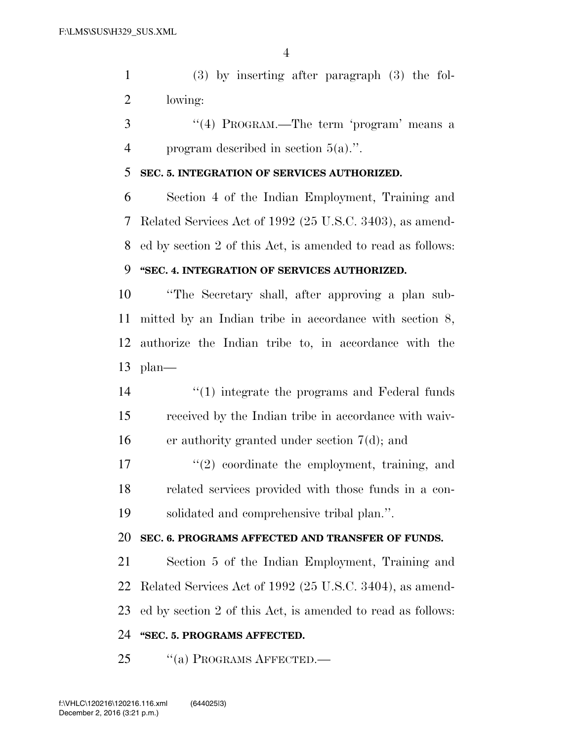(3) by inserting after paragraph (3) the following:

"(4) PROGRAM.—The term 'program' means a program described in section 5(a).".

**SEC. 5. INTEGRATION OF SERVICES AUTHORIZED.**

Section 4 of the Indian Employment, Training and Related Services Act of 1992 (25 U.S.C. 3403), as amended by section 2 of this Act, is amended to read as follows:

**"SEC. 4. INTEGRATION OF SERVICES AUTHORIZED.**

"The Secretary shall, after approving a plan submitted by an Indian tribe in accordance with section 8, authorize the Indian tribe to, in accordance with the plan—

"(1) integrate the programs and Federal funds received by the Indian tribe in accordance with waiver authority granted under section 7(d); and

"(2) coordinate the employment, training, and related services provided with those funds in a consolidated and comprehensive tribal plan.".

**SEC. 6. PROGRAMS AFFECTED AND TRANSFER OF FUNDS.**

Section 5 of the Indian Employment, Training and Related Services Act of 1992 (25 U.S.C. 3404), as amended by section 2 of this Act, is amended to read as follows:

**"SEC. 5. PROGRAMS AFFECTED.**

"(a) PROGRAMS AFFECTED.—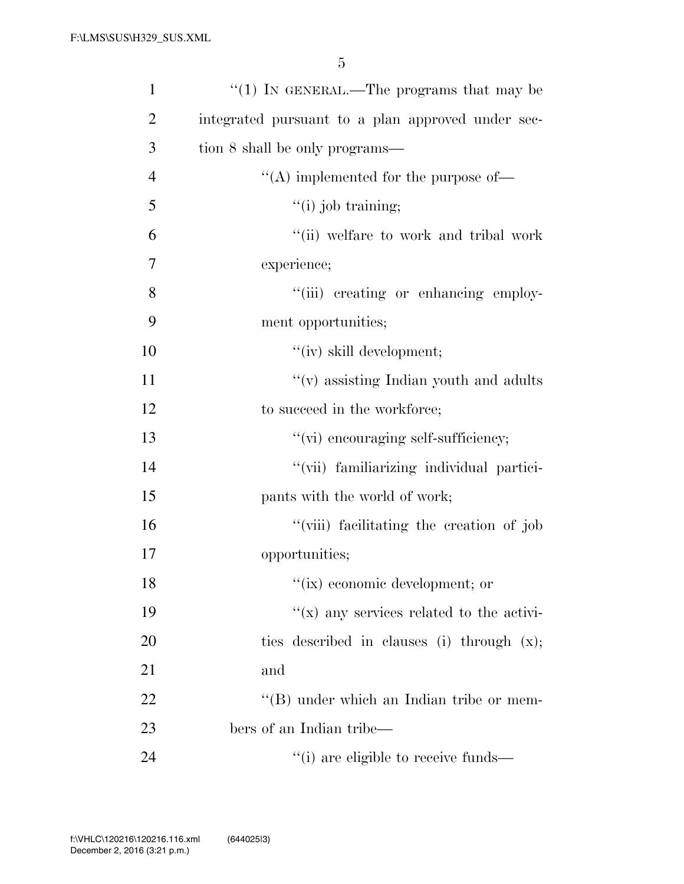"(1) IN GENERAL.—The programs that may be integrated pursuant to a plan approved under section 8 shall be only programs—

"(A) implemented for the purpose of—

"(i) job training;

"(ii) welfare to work and tribal work experience;

"(iii) creating or enhancing employment opportunities;

"(iv) skill development;

"(v) assisting Indian youth and adults to succeed in the workforce;

"(vi) encouraging self-sufficiency;

"(vii) familiarizing individual participants with the world of work;

"(viii) facilitating the creation of job opportunities;

"(ix) economic development; or

"(x) any services related to the activities described in clauses (i) through (x); and

"(B) under which an Indian tribe or members of an Indian tribe—

"(i) are eligible to receive funds—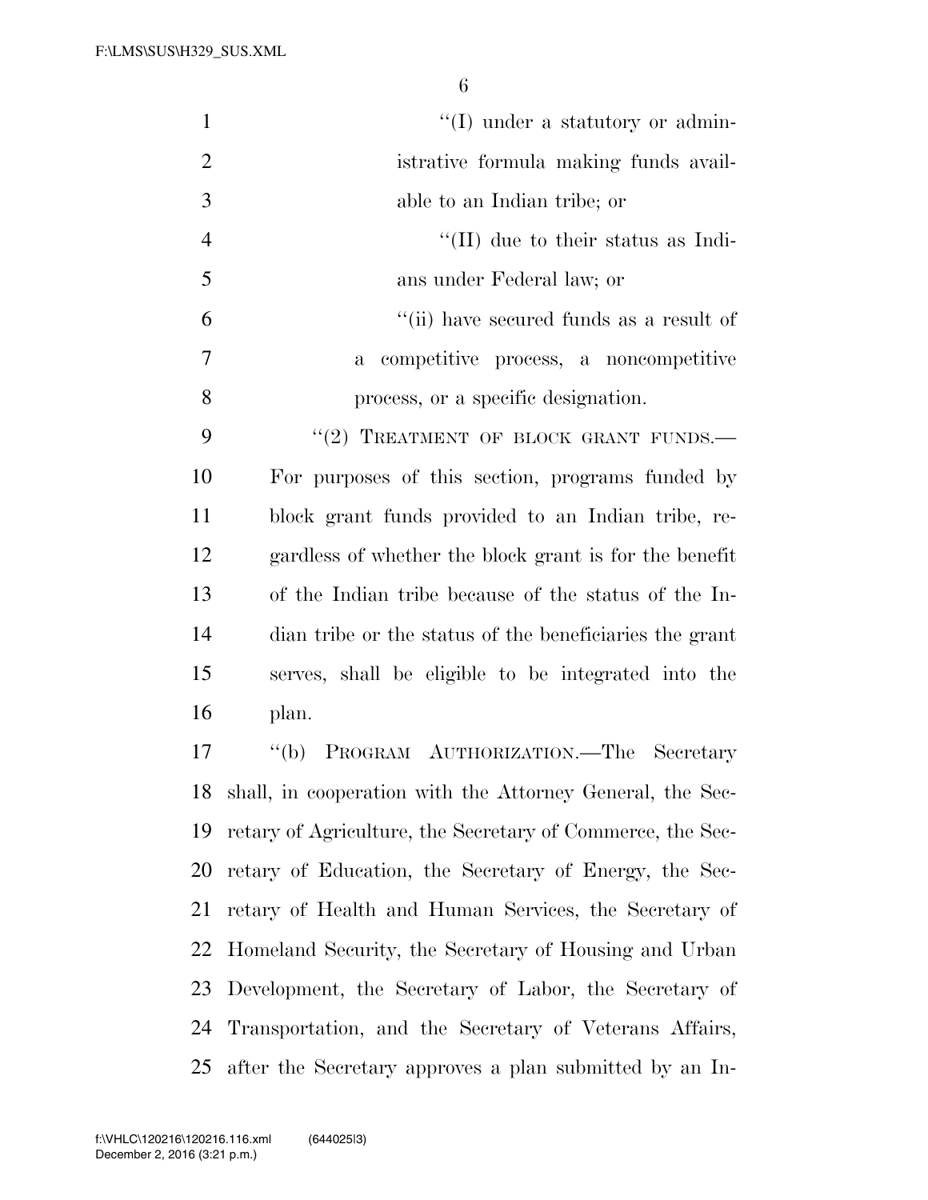"(I) under a statutory or administrative formula making funds available to an Indian tribe; or

"(II) due to their status as Indians under Federal law; or

"(ii) have secured funds as a result of a competitive process, a noncompetitive process, or a specific designation.

"(2) TREATMENT OF BLOCK GRANT FUNDS.—For purposes of this section, programs funded by block grant funds provided to an Indian tribe, regardless of whether the block grant is for the benefit of the Indian tribe because of the status of the Indian tribe or the status of the beneficiaries the grant serves, shall be eligible to be integrated into the plan.

"(b) PROGRAM AUTHORIZATION.—The Secretary shall, in cooperation with the Attorney General, the Secretary of Agriculture, the Secretary of Commerce, the Secretary of Education, the Secretary of Energy, the Secretary of Health and Human Services, the Secretary of Homeland Security, the Secretary of Housing and Urban Development, the Secretary of Labor, the Secretary of Transportation, and the Secretary of Veterans Affairs, after the Secretary approves a plan submitted by an In-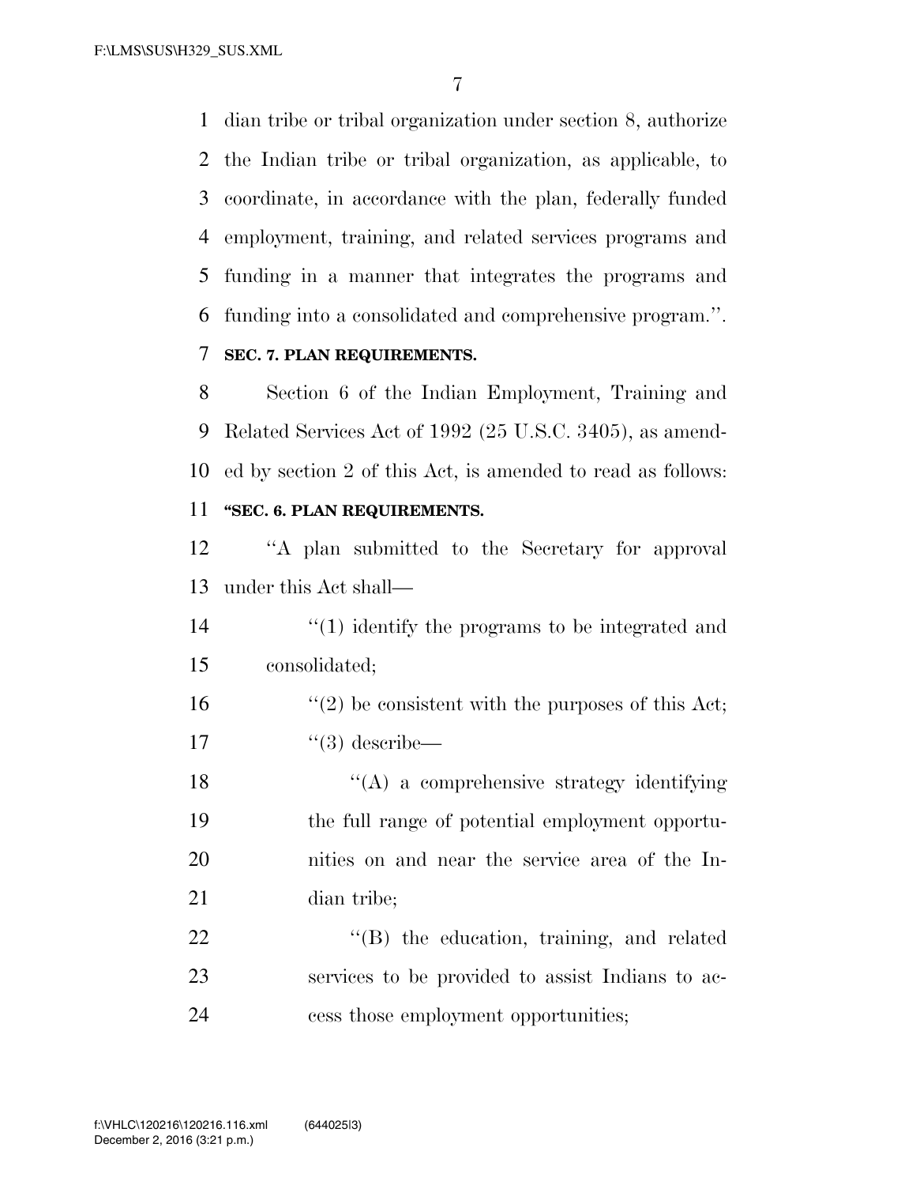dian tribe or tribal organization under section 8, authorize the Indian tribe or tribal organization, as applicable, to coordinate, in accordance with the plan, federally funded employment, training, and related services programs and funding in a manner that integrates the programs and funding into a consolidated and comprehensive program.''.

**SEC. 7. PLAN REQUIREMENTS.**

Section 6 of the Indian Employment, Training and Related Services Act of 1992 (25 U.S.C. 3405), as amended by section 2 of this Act, is amended to read as follows:

**''SEC. 6. PLAN REQUIREMENTS.**

''A plan submitted to the Secretary for approval under this Act shall—

''(1) identify the programs to be integrated and consolidated;

''(2) be consistent with the purposes of this Act;

''(3) describe—

''(A) a comprehensive strategy identifying the full range of potential employment opportunities on and near the service area of the Indian tribe;

''(B) the education, training, and related services to be provided to assist Indians to access those employment opportunities;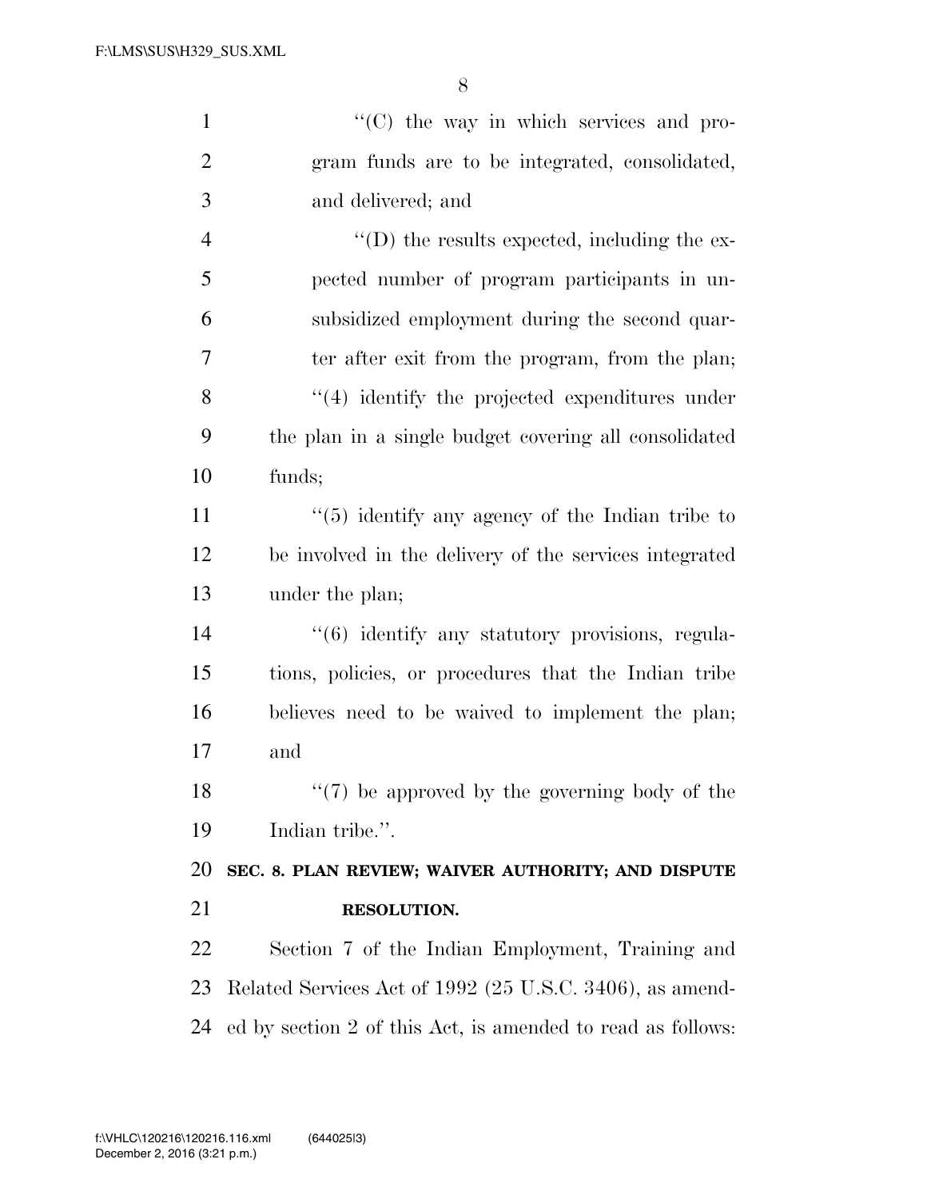''(C) the way in which services and program funds are to be integrated, consolidated, and delivered; and

''(D) the results expected, including the expected number of program participants in unsubsidized employment during the second quarter after exit from the program, from the plan;

''(4) identify the projected expenditures under the plan in a single budget covering all consolidated funds;

''(5) identify any agency of the Indian tribe to be involved in the delivery of the services integrated under the plan;

''(6) identify any statutory provisions, regulations, policies, or procedures that the Indian tribe believes need to be waived to implement the plan; and

''(7) be approved by the governing body of the Indian tribe.''.

**SEC. 8. PLAN REVIEW; WAIVER AUTHORITY; AND DISPUTE RESOLUTION.**

Section 7 of the Indian Employment, Training and Related Services Act of 1992 (25 U.S.C. 3406), as amended by section 2 of this Act, is amended to read as follows: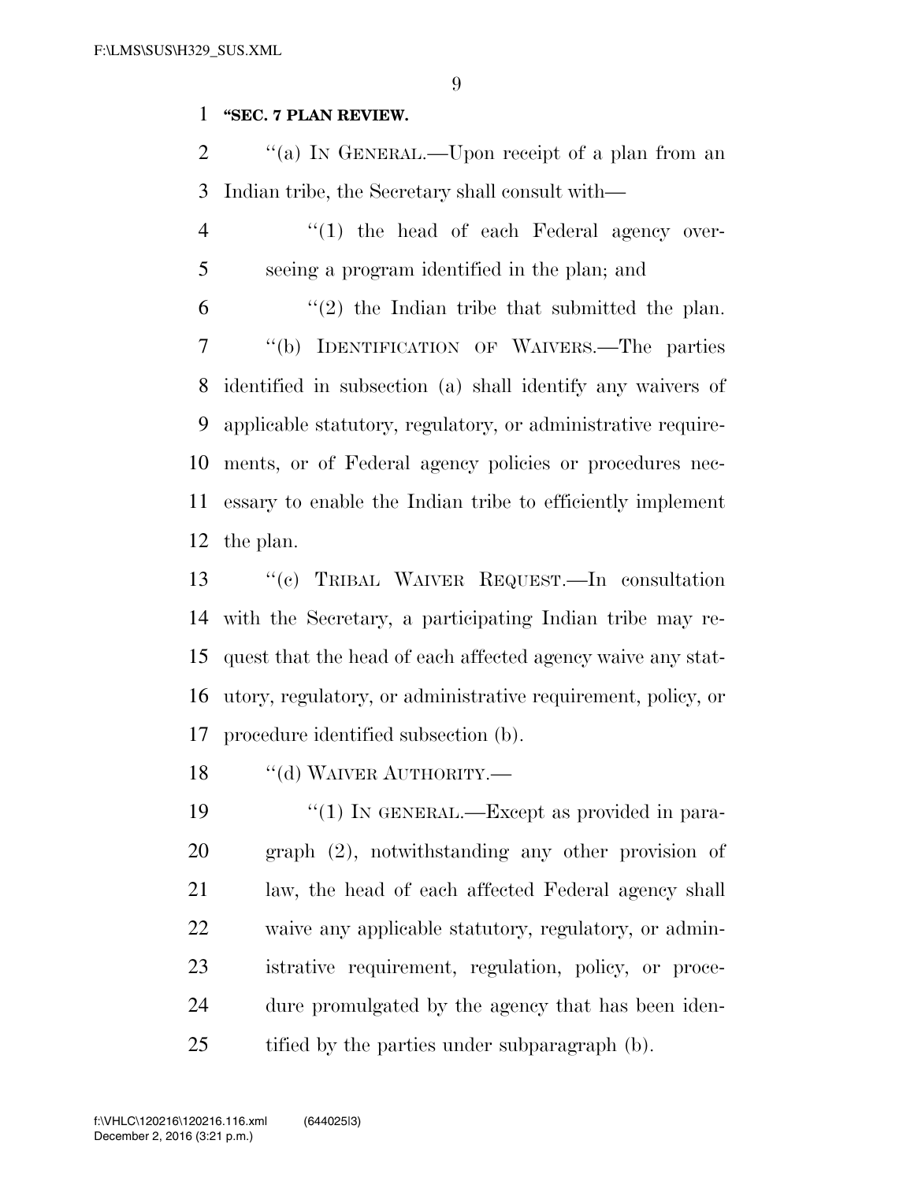**"SEC. 7 PLAN REVIEW.**

''(a) IN GENERAL.—Upon receipt of a plan from an Indian tribe, the Secretary shall consult with—

''(1) the head of each Federal agency overseeing a program identified in the plan; and

''(2) the Indian tribe that submitted the plan.

''(b) IDENTIFICATION OF WAIVERS.—The parties identified in subsection (a) shall identify any waivers of applicable statutory, regulatory, or administrative requirements, or of Federal agency policies or procedures necessary to enable the Indian tribe to efficiently implement the plan.

''(c) TRIBAL WAIVER REQUEST.—In consultation with the Secretary, a participating Indian tribe may request that the head of each affected agency waive any statutory, regulatory, or administrative requirement, policy, or procedure identified subsection (b).

''(d) WAIVER AUTHORITY.—

''(1) IN GENERAL.—Except as provided in paragraph (2), notwithstanding any other provision of law, the head of each affected Federal agency shall waive any applicable statutory, regulatory, or administrative requirement, regulation, policy, or procedure promulgated by the agency that has been identified by the parties under subparagraph (b).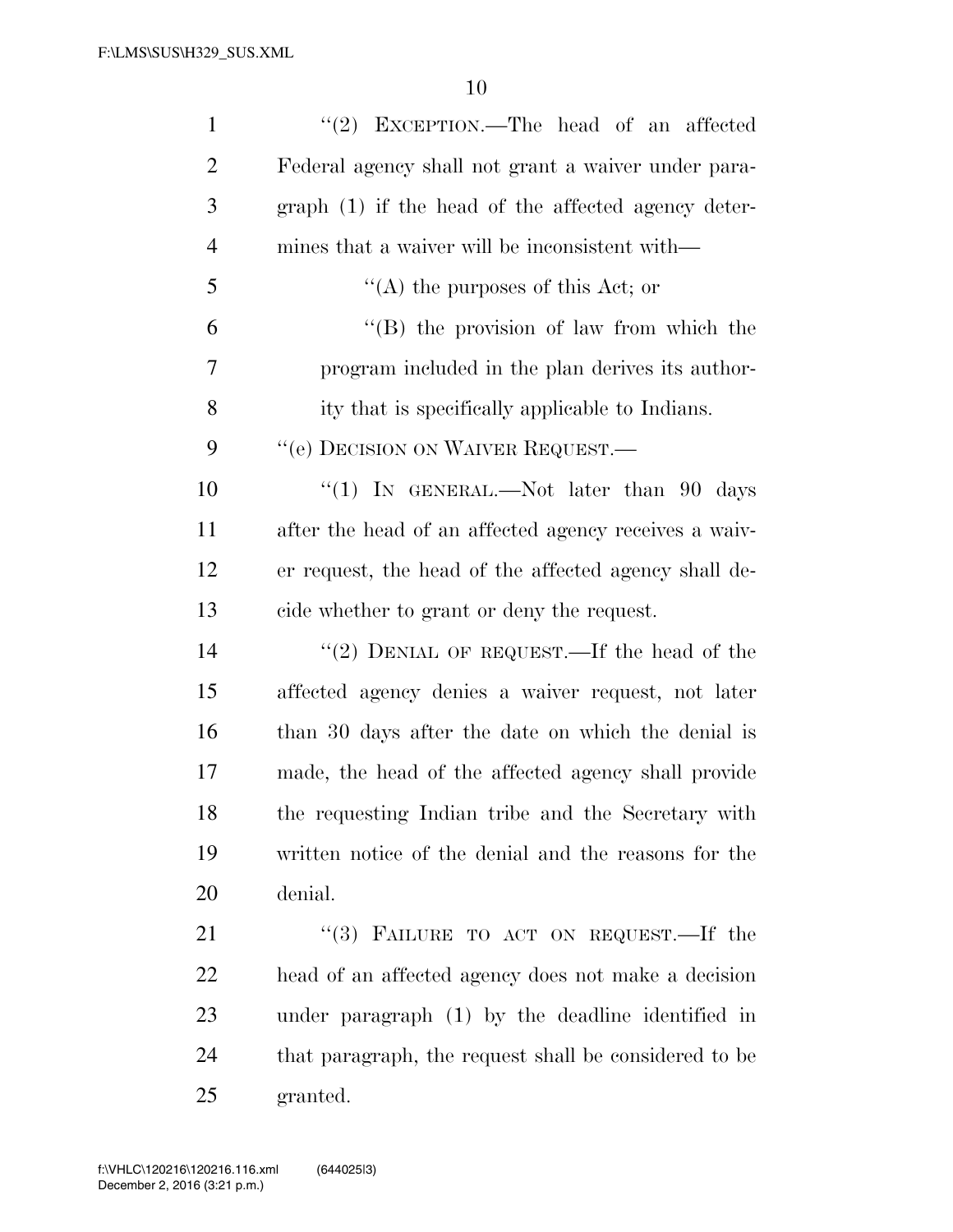"(2) EXCEPTION.—The head of an affected Federal agency shall not grant a waiver under paragraph (1) if the head of the affected agency determines that a waiver will be inconsistent with—

"(A) the purposes of this Act; or

"(B) the provision of law from which the program included in the plan derives its authority that is specifically applicable to Indians.

"(e) DECISION ON WAIVER REQUEST.—

"(1) IN GENERAL.—Not later than 90 days after the head of an affected agency receives a waiver request, the head of the affected agency shall decide whether to grant or deny the request.

"(2) DENIAL OF REQUEST.—If the head of the affected agency denies a waiver request, not later than 30 days after the date on which the denial is made, the head of the affected agency shall provide the requesting Indian tribe and the Secretary with written notice of the denial and the reasons for the denial.

"(3) FAILURE TO ACT ON REQUEST.—If the head of an affected agency does not make a decision under paragraph (1) by the deadline identified in that paragraph, the request shall be considered to be granted.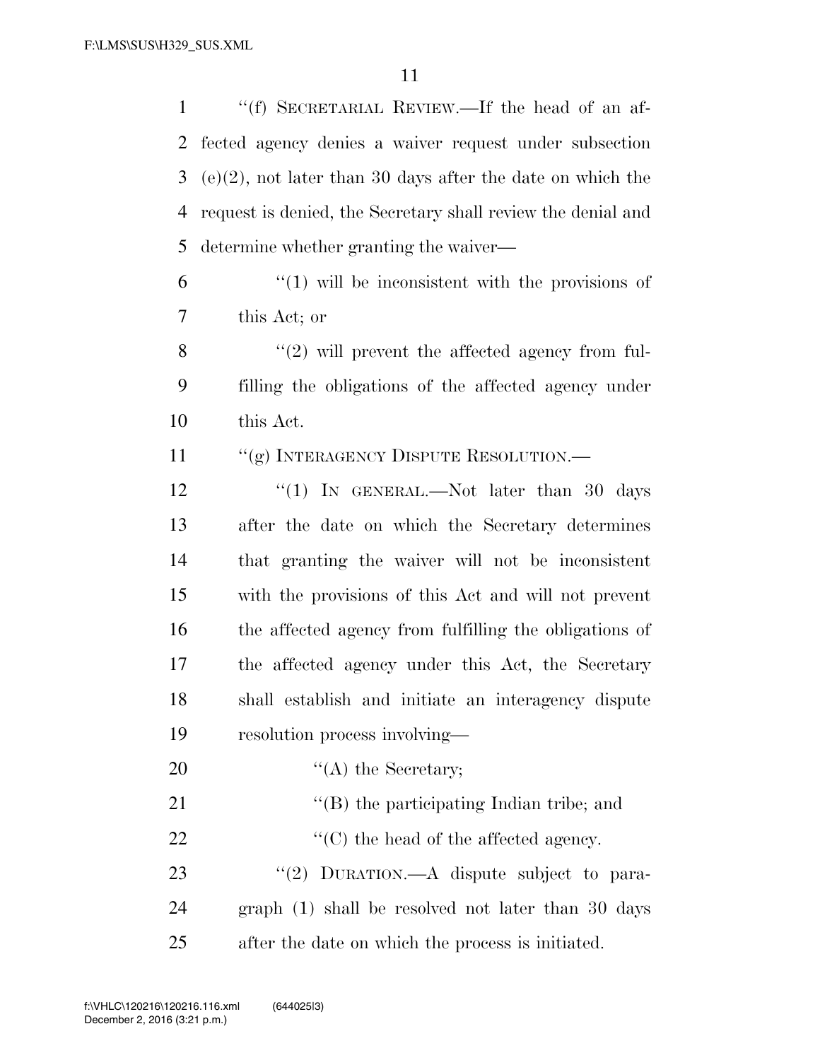''(f) SECRETARIAL REVIEW.—If the head of an affected agency denies a waiver request under subsection (e)(2), not later than 30 days after the date on which the request is denied, the Secretary shall review the denial and determine whether granting the waiver—

''(1) will be inconsistent with the provisions of this Act; or

''(2) will prevent the affected agency from fulfilling the obligations of the affected agency under this Act.

''(g) INTERAGENCY DISPUTE RESOLUTION.—

''(1) IN GENERAL.—Not later than 30 days after the date on which the Secretary determines that granting the waiver will not be inconsistent with the provisions of this Act and will not prevent the affected agency from fulfilling the obligations of the affected agency under this Act, the Secretary shall establish and initiate an interagency dispute resolution process involving—

''(A) the Secretary;

''(B) the participating Indian tribe; and

''(C) the head of the affected agency.

''(2) DURATION.—A dispute subject to paragraph (1) shall be resolved not later than 30 days after the date on which the process is initiated.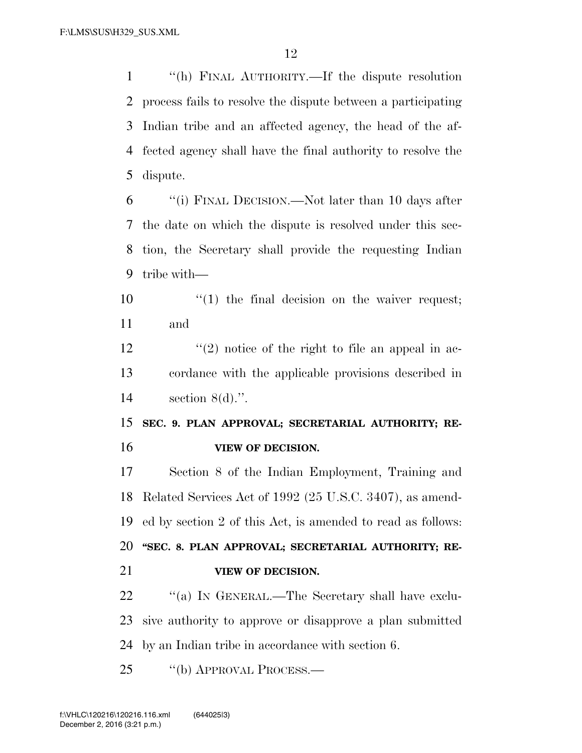"(h) FINAL AUTHORITY.—If the dispute resolution process fails to resolve the dispute between a participating Indian tribe and an affected agency, the head of the affected agency shall have the final authority to resolve the dispute.

"(i) FINAL DECISION.—Not later than 10 days after the date on which the dispute is resolved under this section, the Secretary shall provide the requesting Indian tribe with—

"(1) the final decision on the waiver request; and

"(2) notice of the right to file an appeal in accordance with the applicable provisions described in section 8(d).".

**SEC. 9. PLAN APPROVAL; SECRETARIAL AUTHORITY; REVIEW OF DECISION.**

Section 8 of the Indian Employment, Training and Related Services Act of 1992 (25 U.S.C. 3407), as amended by section 2 of this Act, is amended to read as follows:

**"SEC. 8. PLAN APPROVAL; SECRETARIAL AUTHORITY; REVIEW OF DECISION.**

"(a) IN GENERAL.—The Secretary shall have exclusive authority to approve or disapprove a plan submitted by an Indian tribe in accordance with section 6.

"(b) APPROVAL PROCESS.—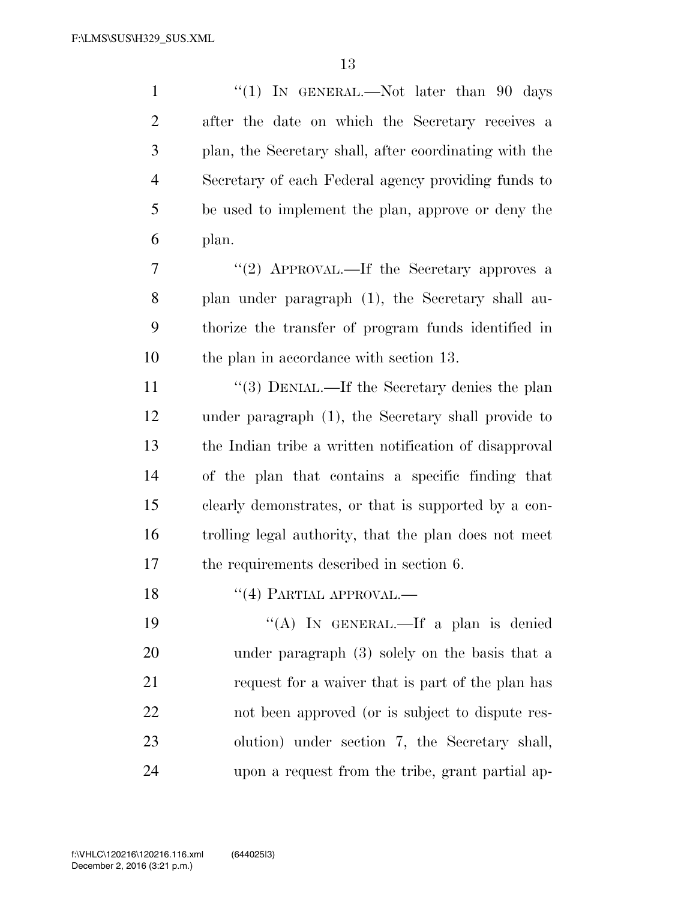"(1) IN GENERAL.—Not later than 90 days after the date on which the Secretary receives a plan, the Secretary shall, after coordinating with the Secretary of each Federal agency providing funds to be used to implement the plan, approve or deny the plan.

"(2) APPROVAL.—If the Secretary approves a plan under paragraph (1), the Secretary shall authorize the transfer of program funds identified in the plan in accordance with section 13.

"(3) DENIAL.—If the Secretary denies the plan under paragraph (1), the Secretary shall provide to the Indian tribe a written notification of disapproval of the plan that contains a specific finding that clearly demonstrates, or that is supported by a controlling legal authority, that the plan does not meet the requirements described in section 6.

"(4) PARTIAL APPROVAL.—

"(A) IN GENERAL.—If a plan is denied under paragraph (3) solely on the basis that a request for a waiver that is part of the plan has not been approved (or is subject to dispute resolution) under section 7, the Secretary shall, upon a request from the tribe, grant partial ap-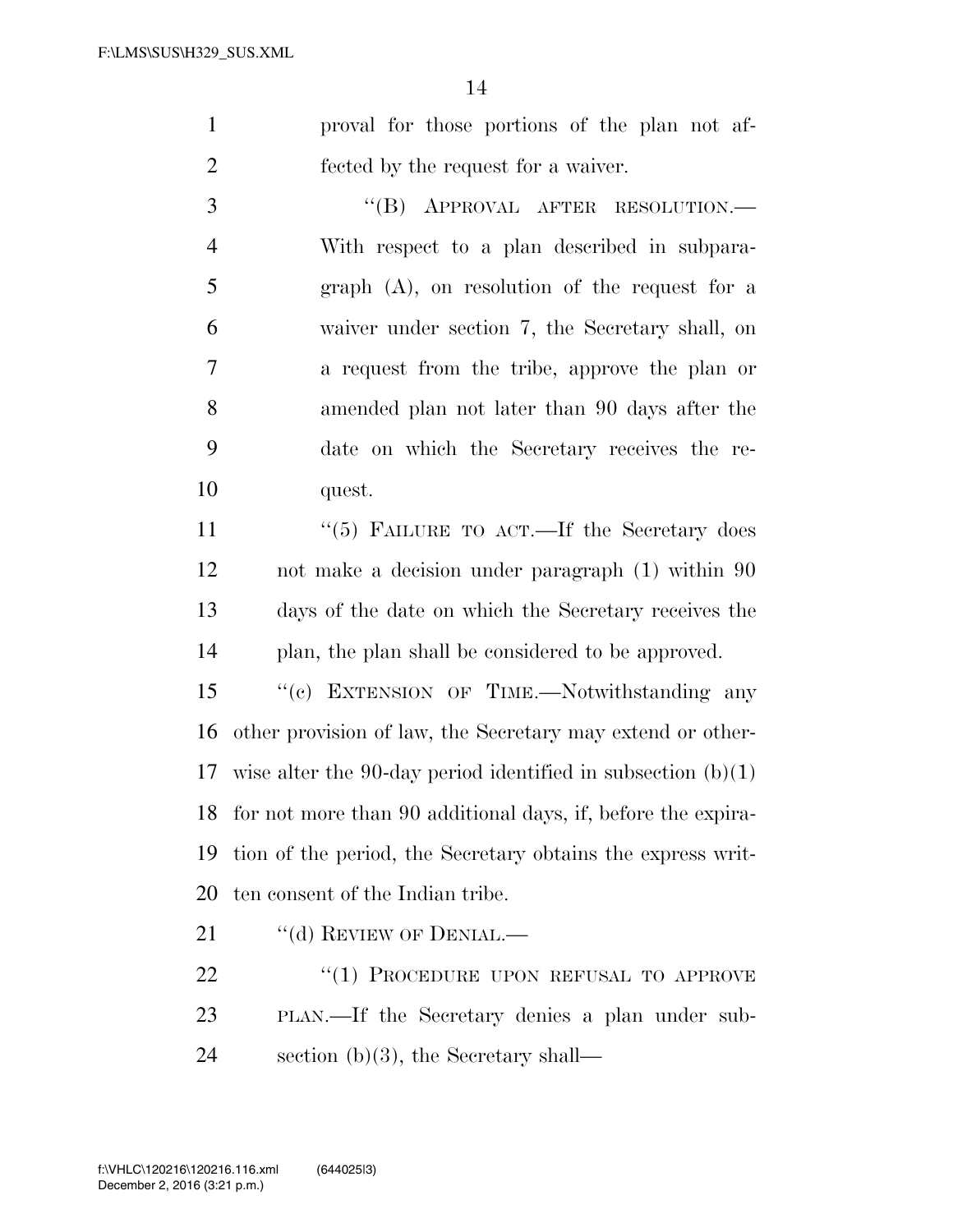proval for those portions of the plan not affected by the request for a waiver.

"(B) APPROVAL AFTER RESOLUTION.— With respect to a plan described in subparagraph (A), on resolution of the request for a waiver under section 7, the Secretary shall, on a request from the tribe, approve the plan or amended plan not later than 90 days after the date on which the Secretary receives the request.

"(5) FAILURE TO ACT.—If the Secretary does not make a decision under paragraph (1) within 90 days of the date on which the Secretary receives the plan, the plan shall be considered to be approved.

"(c) EXTENSION OF TIME.—Notwithstanding any other provision of law, the Secretary may extend or otherwise alter the 90-day period identified in subsection (b)(1) for not more than 90 additional days, if, before the expiration of the period, the Secretary obtains the express written consent of the Indian tribe.

"(d) REVIEW OF DENIAL.—

"(1) PROCEDURE UPON REFUSAL TO APPROVE PLAN.—If the Secretary denies a plan under subsection (b)(3), the Secretary shall—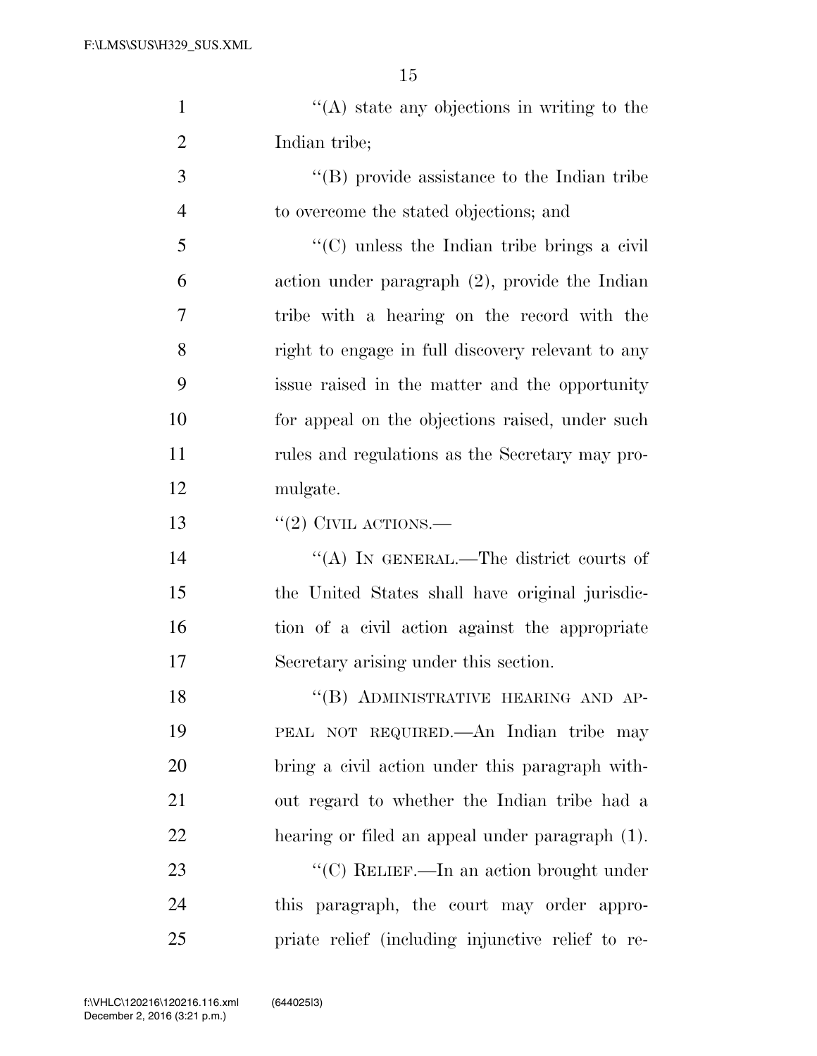''(A) state any objections in writing to the Indian tribe;

''(B) provide assistance to the Indian tribe to overcome the stated objections; and

''(C) unless the Indian tribe brings a civil action under paragraph (2), provide the Indian tribe with a hearing on the record with the right to engage in full discovery relevant to any issue raised in the matter and the opportunity for appeal on the objections raised, under such rules and regulations as the Secretary may promulgate.

''(2) CIVIL ACTIONS.—

''(A) IN GENERAL.—The district courts of the United States shall have original jurisdiction of a civil action against the appropriate Secretary arising under this section.

''(B) ADMINISTRATIVE HEARING AND APPEAL NOT REQUIRED.—An Indian tribe may bring a civil action under this paragraph without regard to whether the Indian tribe had a hearing or filed an appeal under paragraph (1).

''(C) RELIEF.—In an action brought under this paragraph, the court may order appropriate relief (including injunctive relief to re-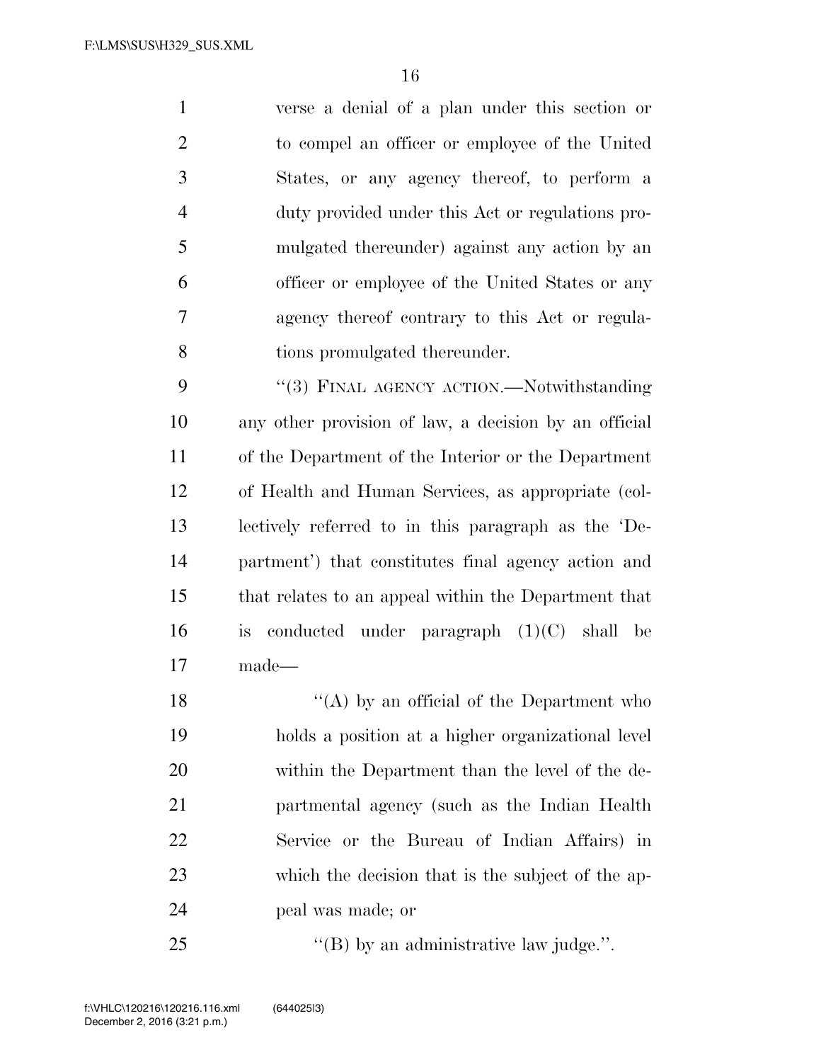verse a denial of a plan under this section or to compel an officer or employee of the United States, or any agency thereof, to perform a duty provided under this Act or regulations promulgated thereunder) against any action by an officer or employee of the United States or any agency thereof contrary to this Act or regulations promulgated thereunder.

"(3) FINAL AGENCY ACTION.—Notwithstanding any other provision of law, a decision by an official of the Department of the Interior or the Department of Health and Human Services, as appropriate (collectively referred to in this paragraph as the 'Department') that constitutes final agency action and that relates to an appeal within the Department that is conducted under paragraph (1)(C) shall be made—

"(A) by an official of the Department who holds a position at a higher organizational level within the Department than the level of the departmental agency (such as the Indian Health Service or the Bureau of Indian Affairs) in which the decision that is the subject of the appeal was made; or

"(B) by an administrative law judge.".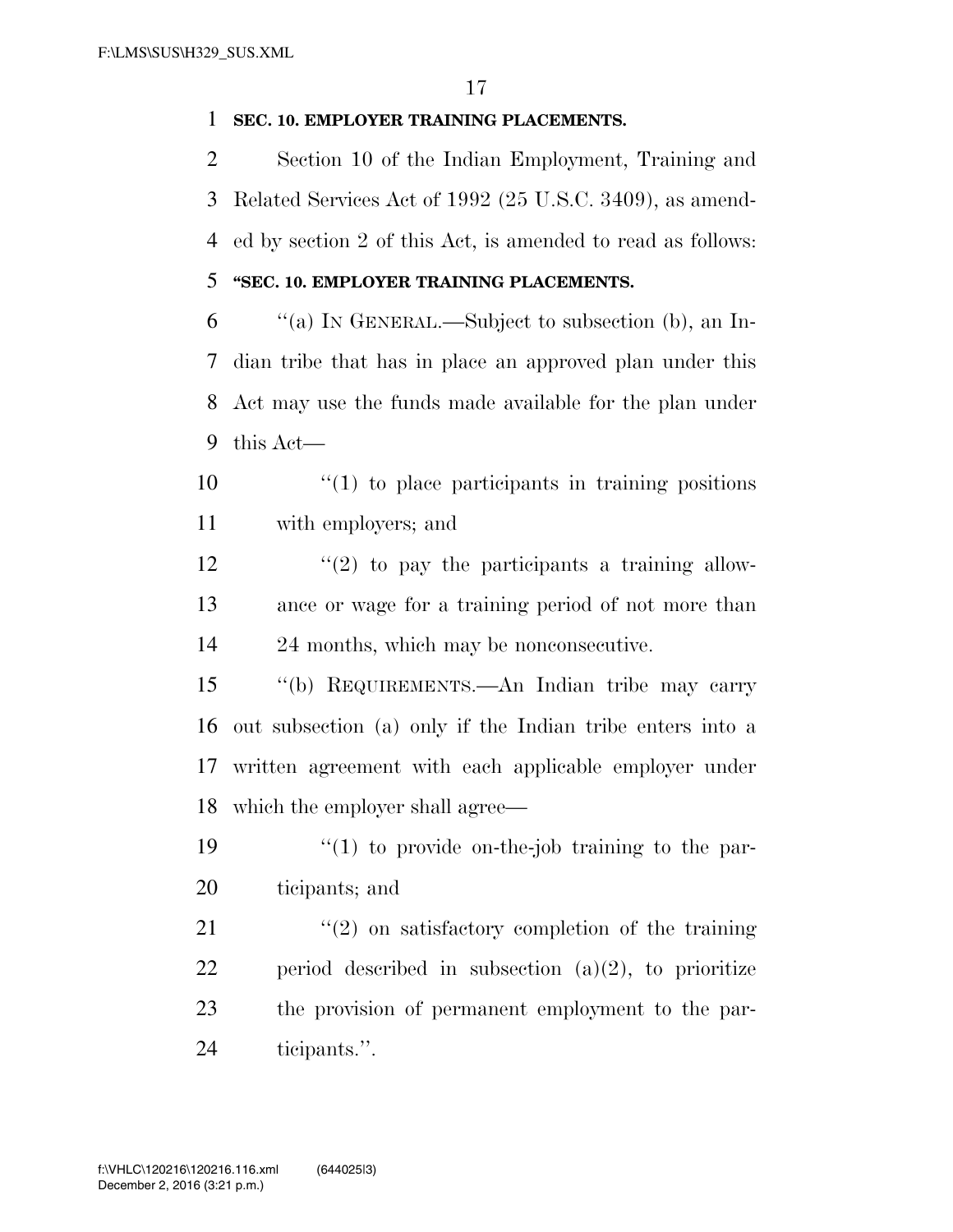**SEC. 10. EMPLOYER TRAINING PLACEMENTS.**

Section 10 of the Indian Employment, Training and Related Services Act of 1992 (25 U.S.C. 3409), as amended by section 2 of this Act, is amended to read as follows:

**"SEC. 10. EMPLOYER TRAINING PLACEMENTS.**

"(a) IN GENERAL.—Subject to subsection (b), an Indian tribe that has in place an approved plan under this Act may use the funds made available for the plan under this Act—

"(1) to place participants in training positions with employers; and

"(2) to pay the participants a training allowance or wage for a training period of not more than 24 months, which may be nonconsecutive.

"(b) REQUIREMENTS.—An Indian tribe may carry out subsection (a) only if the Indian tribe enters into a written agreement with each applicable employer under which the employer shall agree—

"(1) to provide on-the-job training to the participants; and

"(2) on satisfactory completion of the training period described in subsection (a)(2), to prioritize the provision of permanent employment to the participants.".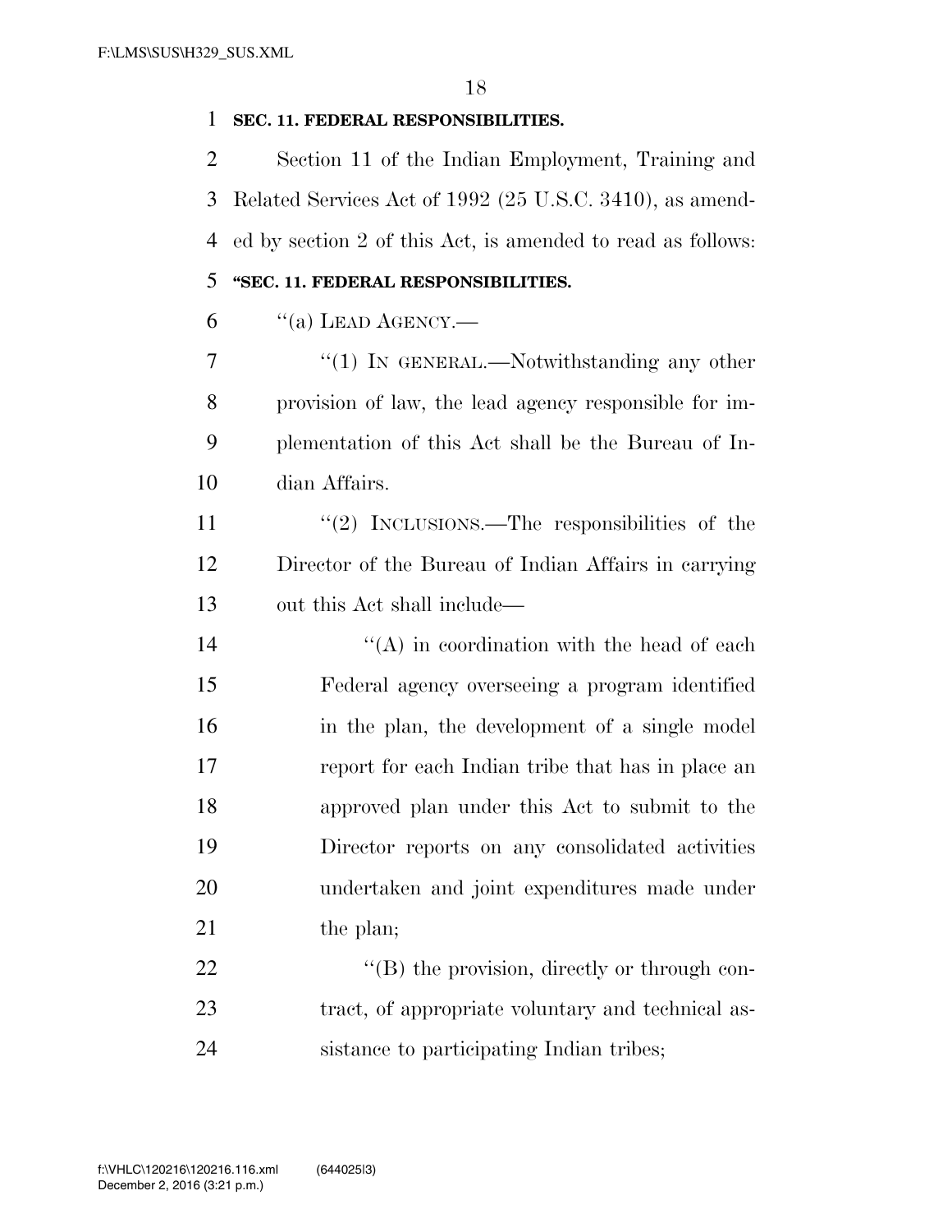**SEC. 11. FEDERAL RESPONSIBILITIES.**

Section 11 of the Indian Employment, Training and Related Services Act of 1992 (25 U.S.C. 3410), as amended by section 2 of this Act, is amended to read as follows:

**"SEC. 11. FEDERAL RESPONSIBILITIES.**

"(a) LEAD AGENCY.—

"(1) IN GENERAL.—Notwithstanding any other provision of law, the lead agency responsible for implementation of this Act shall be the Bureau of Indian Affairs.

"(2) INCLUSIONS.—The responsibilities of the Director of the Bureau of Indian Affairs in carrying out this Act shall include—

"(A) in coordination with the head of each Federal agency overseeing a program identified in the plan, the development of a single model report for each Indian tribe that has in place an approved plan under this Act to submit to the Director reports on any consolidated activities undertaken and joint expenditures made under the plan;

"(B) the provision, directly or through contract, of appropriate voluntary and technical assistance to participating Indian tribes;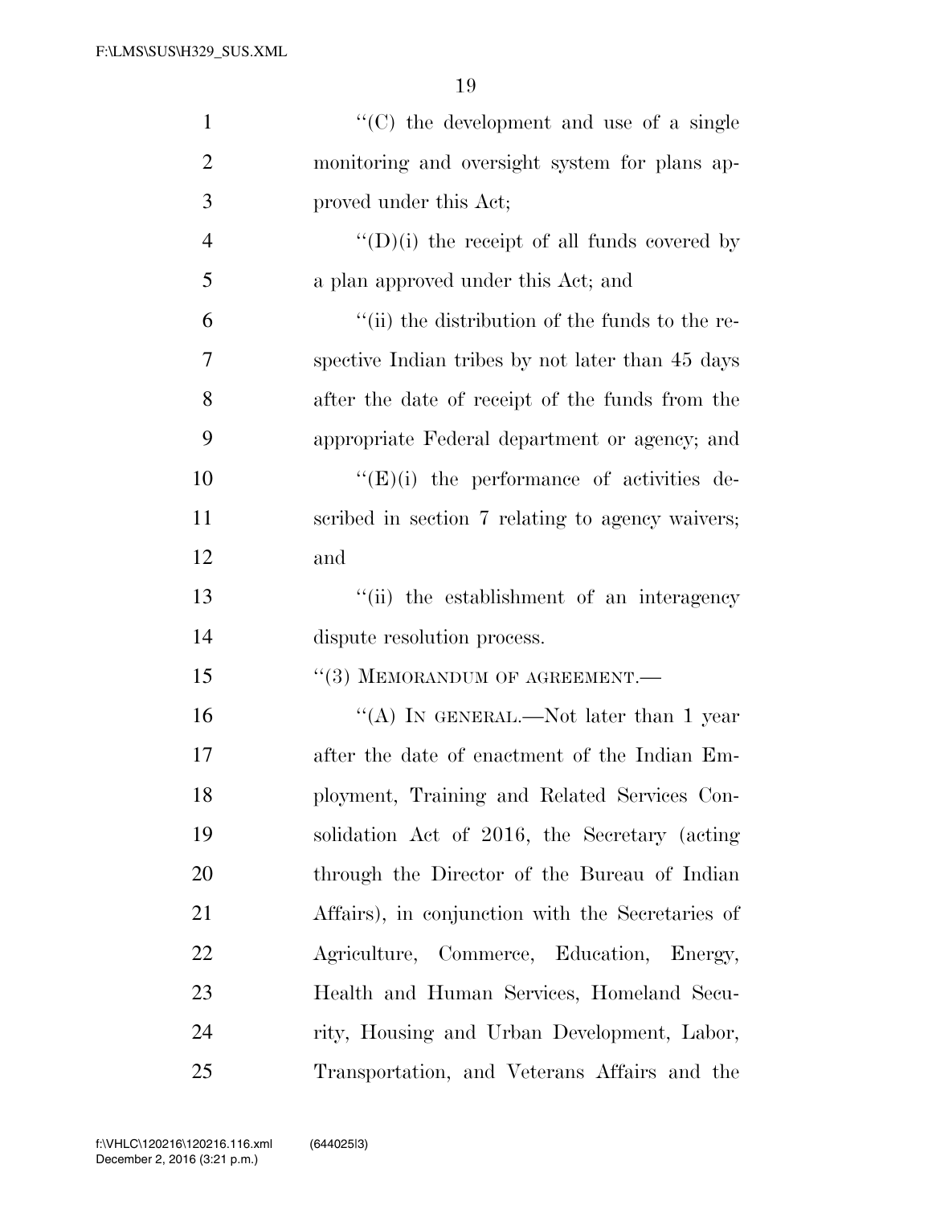''(C) the development and use of a single monitoring and oversight system for plans approved under this Act;

''(D)(i) the receipt of all funds covered by a plan approved under this Act; and

''(ii) the distribution of the funds to the respective Indian tribes by not later than 45 days after the date of receipt of the funds from the appropriate Federal department or agency; and

''(E)(i) the performance of activities described in section 7 relating to agency waivers; and

''(ii) the establishment of an interagency dispute resolution process.

''(3) MEMORANDUM OF AGREEMENT.—

''(A) IN GENERAL.—Not later than 1 year after the date of enactment of the Indian Employment, Training and Related Services Consolidation Act of 2016, the Secretary (acting through the Director of the Bureau of Indian Affairs), in conjunction with the Secretaries of Agriculture, Commerce, Education, Energy, Health and Human Services, Homeland Security, Housing and Urban Development, Labor, Transportation, and Veterans Affairs and the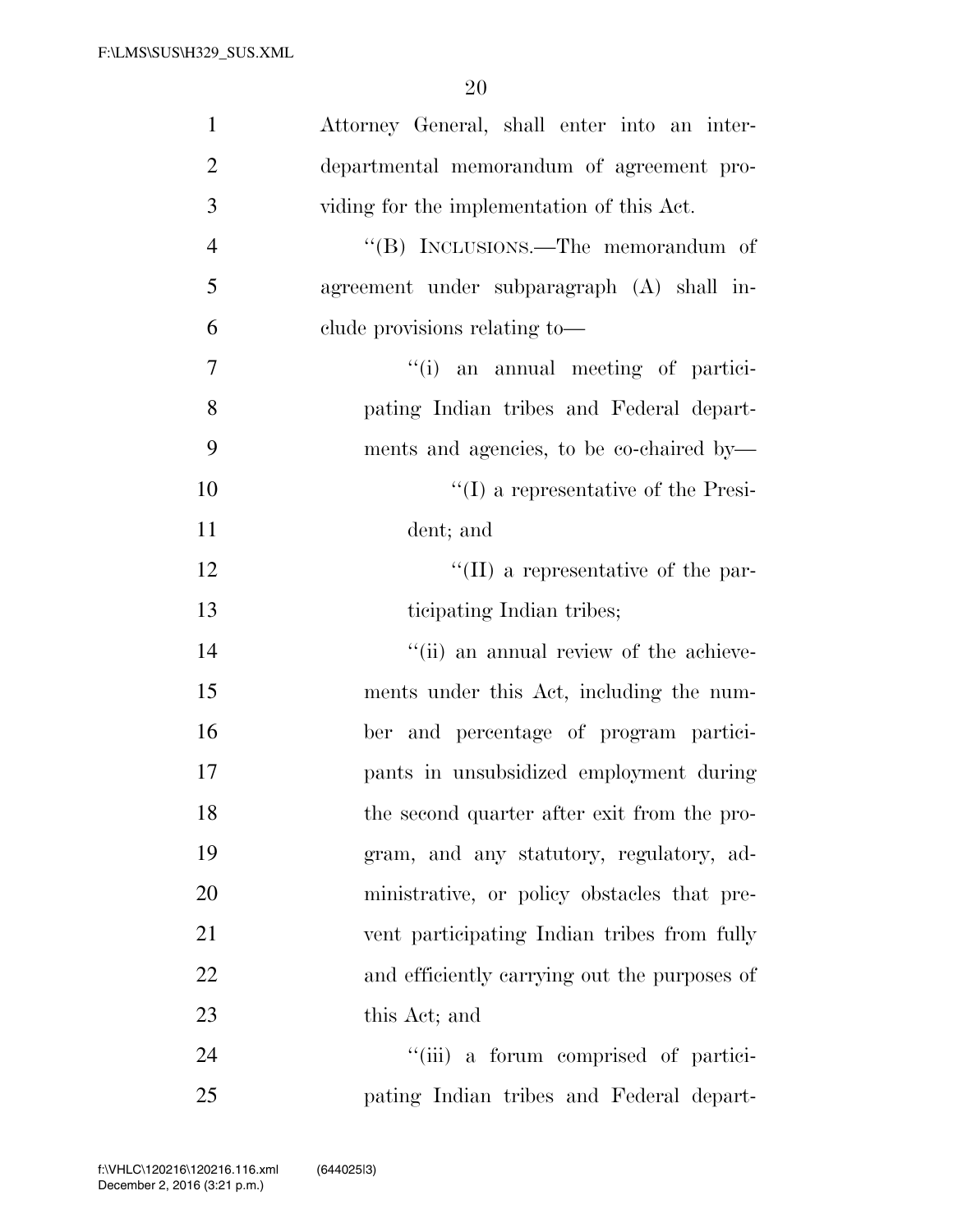Attorney General, shall enter into an interdepartmental memorandum of agreement providing for the implementation of this Act.

"(B) INCLUSIONS.—The memorandum of agreement under subparagraph (A) shall include provisions relating to—

"(i) an annual meeting of participating Indian tribes and Federal departments and agencies, to be co-chaired by—

"(I) a representative of the President; and

"(II) a representative of the participating Indian tribes;

"(ii) an annual review of the achievements under this Act, including the number and percentage of program participants in unsubsidized employment during the second quarter after exit from the program, and any statutory, regulatory, administrative, or policy obstacles that prevent participating Indian tribes from fully and efficiently carrying out the purposes of this Act; and

"(iii) a forum comprised of participating Indian tribes and Federal depart-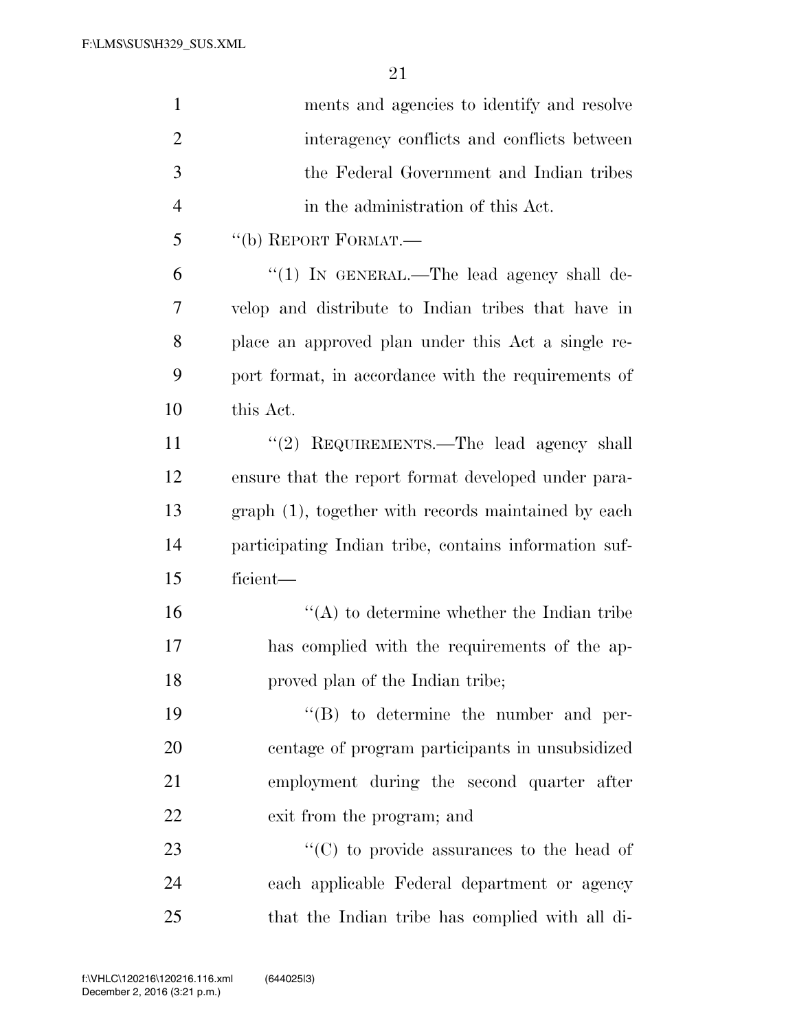ments and agencies to identify and resolve interagency conflicts and conflicts between the Federal Government and Indian tribes in the administration of this Act.

''(b) REPORT FORMAT.—

''(1) IN GENERAL.—The lead agency shall develop and distribute to Indian tribes that have in place an approved plan under this Act a single report format, in accordance with the requirements of this Act.

''(2) REQUIREMENTS.—The lead agency shall ensure that the report format developed under paragraph (1), together with records maintained by each participating Indian tribe, contains information sufficient—

''(A) to determine whether the Indian tribe has complied with the requirements of the approved plan of the Indian tribe;

''(B) to determine the number and percentage of program participants in unsubsidized employment during the second quarter after exit from the program; and

''(C) to provide assurances to the head of each applicable Federal department or agency that the Indian tribe has complied with all di-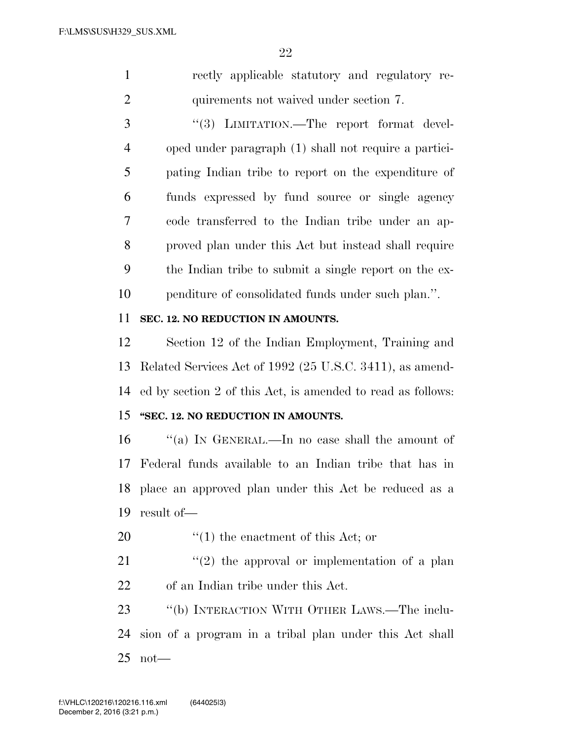rectly applicable statutory and regulatory requirements not waived under section 7.

"(3) LIMITATION.—The report format developed under paragraph (1) shall not require a participating Indian tribe to report on the expenditure of funds expressed by fund source or single agency code transferred to the Indian tribe under an approved plan under this Act but instead shall require the Indian tribe to submit a single report on the expenditure of consolidated funds under such plan.".

**SEC. 12. NO REDUCTION IN AMOUNTS.**

Section 12 of the Indian Employment, Training and Related Services Act of 1992 (25 U.S.C. 3411), as amended by section 2 of this Act, is amended to read as follows:

**"SEC. 12. NO REDUCTION IN AMOUNTS.**

"(a) IN GENERAL.—In no case shall the amount of Federal funds available to an Indian tribe that has in place an approved plan under this Act be reduced as a result of—

"(1) the enactment of this Act; or

"(2) the approval or implementation of a plan of an Indian tribe under this Act.

"(b) INTERACTION WITH OTHER LAWS.—The inclusion of a program in a tribal plan under this Act shall not—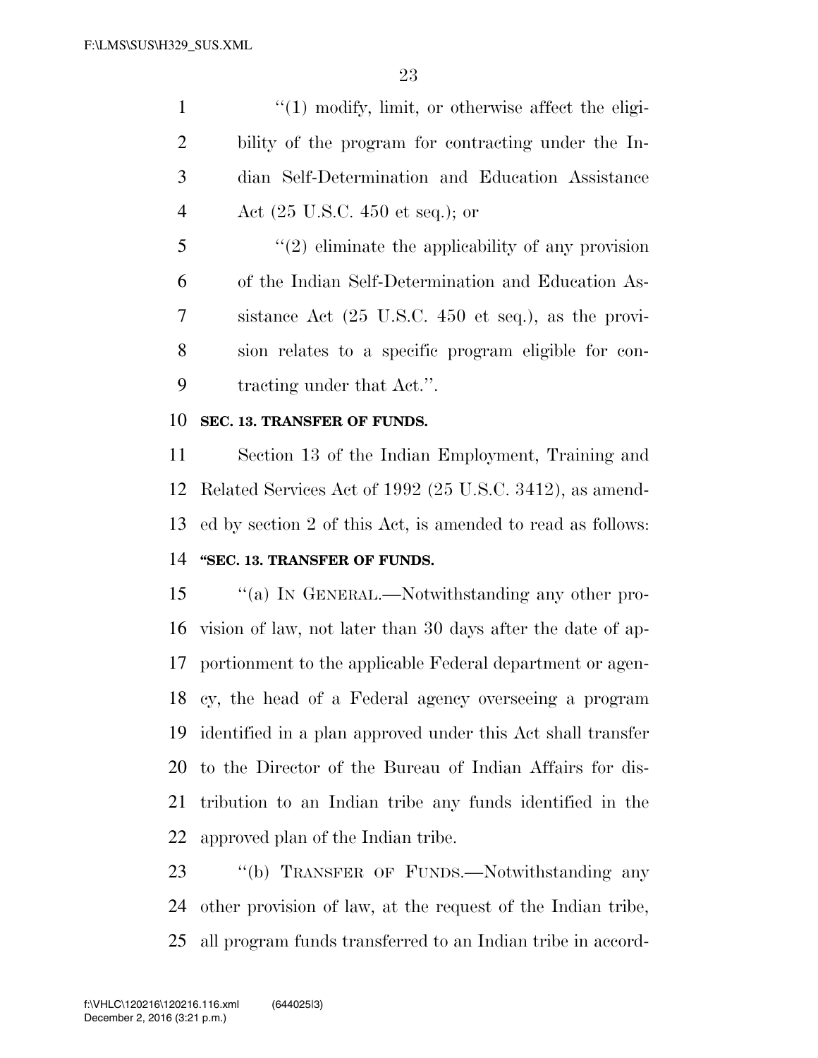"(1) modify, limit, or otherwise affect the eligibility of the program for contracting under the Indian Self-Determination and Education Assistance Act (25 U.S.C. 450 et seq.); or

"(2) eliminate the applicability of any provision of the Indian Self-Determination and Education Assistance Act (25 U.S.C. 450 et seq.), as the provision relates to a specific program eligible for contracting under that Act.".

**SEC. 13. TRANSFER OF FUNDS.**

Section 13 of the Indian Employment, Training and Related Services Act of 1992 (25 U.S.C. 3412), as amended by section 2 of this Act, is amended to read as follows:

**"SEC. 13. TRANSFER OF FUNDS.**

"(a) IN GENERAL.—Notwithstanding any other provision of law, not later than 30 days after the date of apportionment to the applicable Federal department or agency, the head of a Federal agency overseeing a program identified in a plan approved under this Act shall transfer to the Director of the Bureau of Indian Affairs for distribution to an Indian tribe any funds identified in the approved plan of the Indian tribe.

"(b) TRANSFER OF FUNDS.—Notwithstanding any other provision of law, at the request of the Indian tribe, all program funds transferred to an Indian tribe in accord-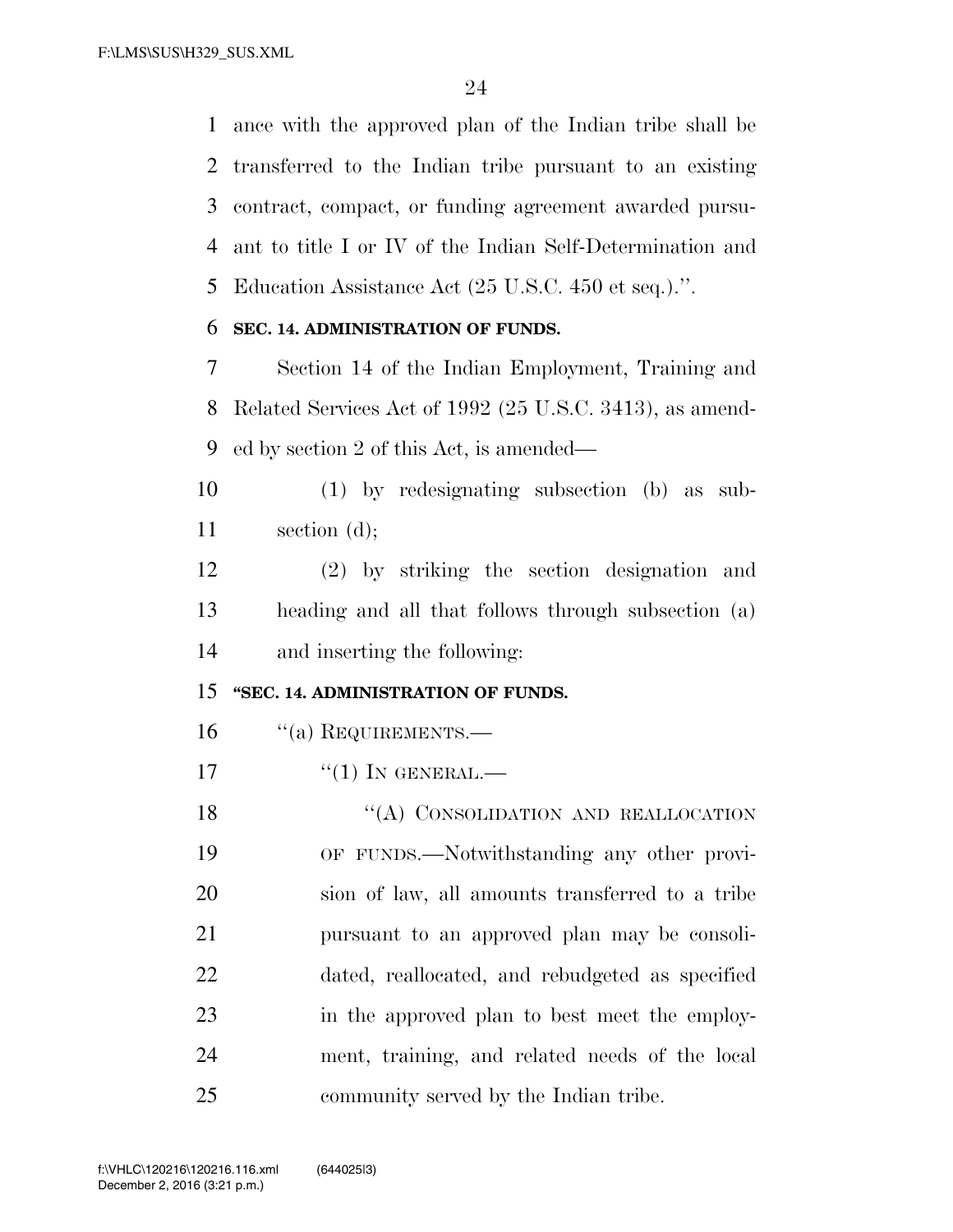ance with the approved plan of the Indian tribe shall be transferred to the Indian tribe pursuant to an existing contract, compact, or funding agreement awarded pursuant to title I or IV of the Indian Self-Determination and Education Assistance Act (25 U.S.C. 450 et seq.).''.

**SEC. 14. ADMINISTRATION OF FUNDS.**

Section 14 of the Indian Employment, Training and Related Services Act of 1992 (25 U.S.C. 3413), as amended by section 2 of this Act, is amended—

(1) by redesignating subsection (b) as subsection (d);

(2) by striking the section designation and heading and all that follows through subsection (a) and inserting the following:

**''SEC. 14. ADMINISTRATION OF FUNDS.**

''(a) REQUIREMENTS.—

''(1) IN GENERAL.—

''(A) CONSOLIDATION AND REALLOCATION OF FUNDS.—Notwithstanding any other provision of law, all amounts transferred to a tribe pursuant to an approved plan may be consolidated, reallocated, and rebudgeted as specified in the approved plan to best meet the employment, training, and related needs of the local community served by the Indian tribe.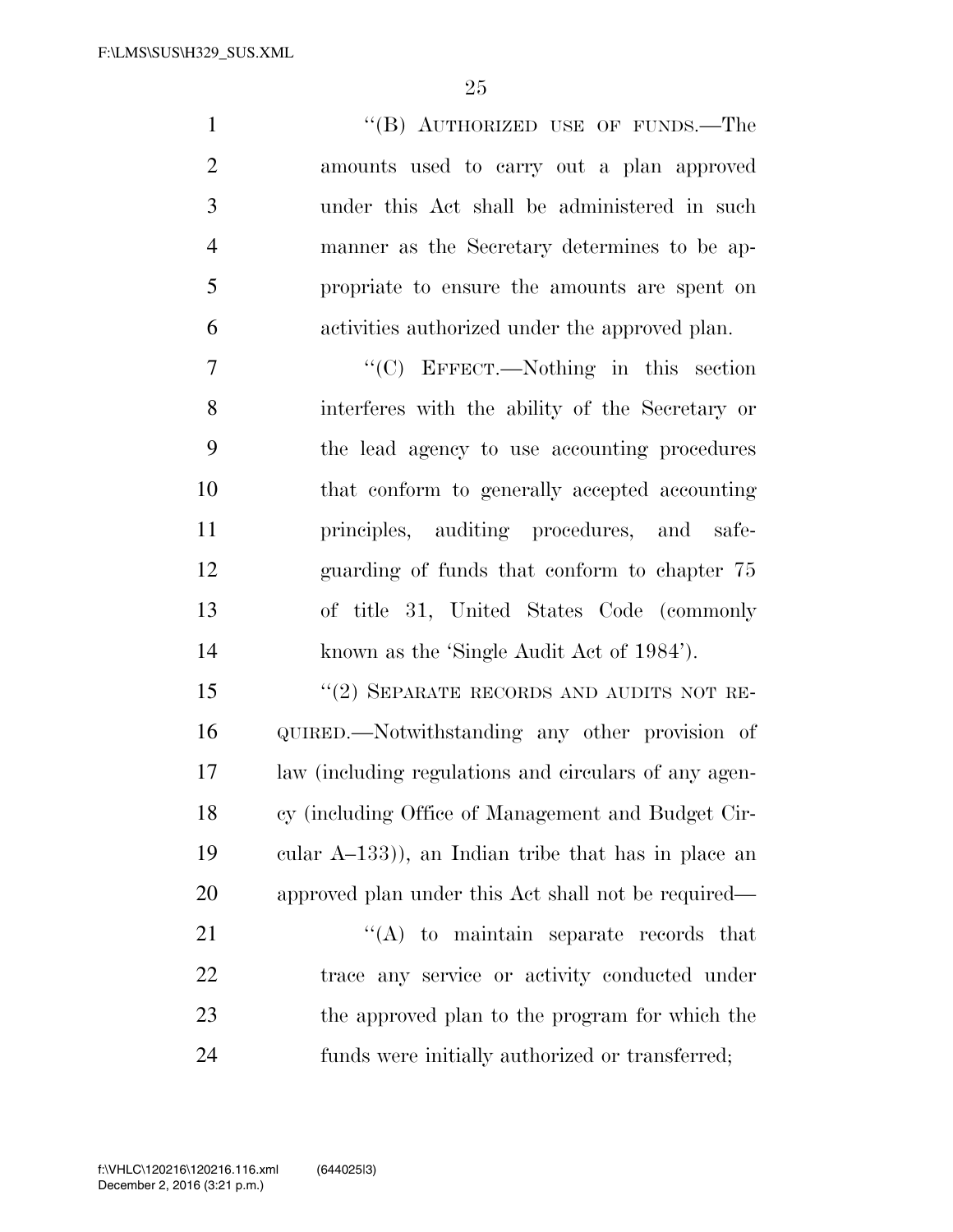"(B) AUTHORIZED USE OF FUNDS.—The amounts used to carry out a plan approved under this Act shall be administered in such manner as the Secretary determines to be appropriate to ensure the amounts are spent on activities authorized under the approved plan.

"(C) EFFECT.—Nothing in this section interferes with the ability of the Secretary or the lead agency to use accounting procedures that conform to generally accepted accounting principles, auditing procedures, and safeguarding of funds that conform to chapter 75 of title 31, United States Code (commonly known as the 'Single Audit Act of 1984').

"(2) SEPARATE RECORDS AND AUDITS NOT REQUIRED.—Notwithstanding any other provision of law (including regulations and circulars of any agency (including Office of Management and Budget Circular A–133)), an Indian tribe that has in place an approved plan under this Act shall not be required—

"(A) to maintain separate records that trace any service or activity conducted under the approved plan to the program for which the funds were initially authorized or transferred;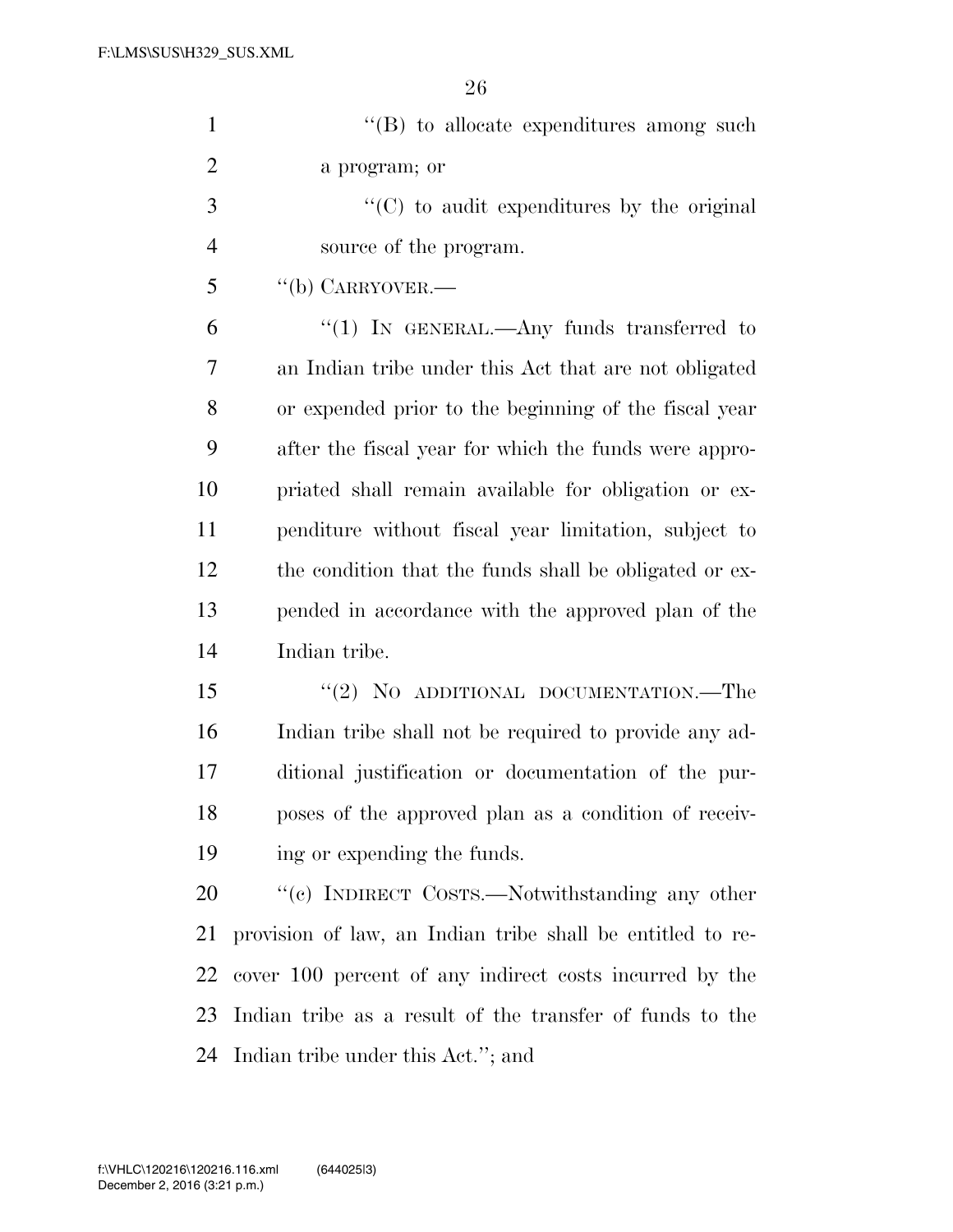"(B) to allocate expenditures among such a program; or

"(C) to audit expenditures by the original source of the program.

"(b) CARRYOVER.—

"(1) IN GENERAL.—Any funds transferred to an Indian tribe under this Act that are not obligated or expended prior to the beginning of the fiscal year after the fiscal year for which the funds were appropriated shall remain available for obligation or expenditure without fiscal year limitation, subject to the condition that the funds shall be obligated or expended in accordance with the approved plan of the Indian tribe.

"(2) NO ADDITIONAL DOCUMENTATION.—The Indian tribe shall not be required to provide any additional justification or documentation of the purposes of the approved plan as a condition of receiving or expending the funds.

"(c) INDIRECT COSTS.—Notwithstanding any other provision of law, an Indian tribe shall be entitled to recover 100 percent of any indirect costs incurred by the Indian tribe as a result of the transfer of funds to the Indian tribe under this Act."; and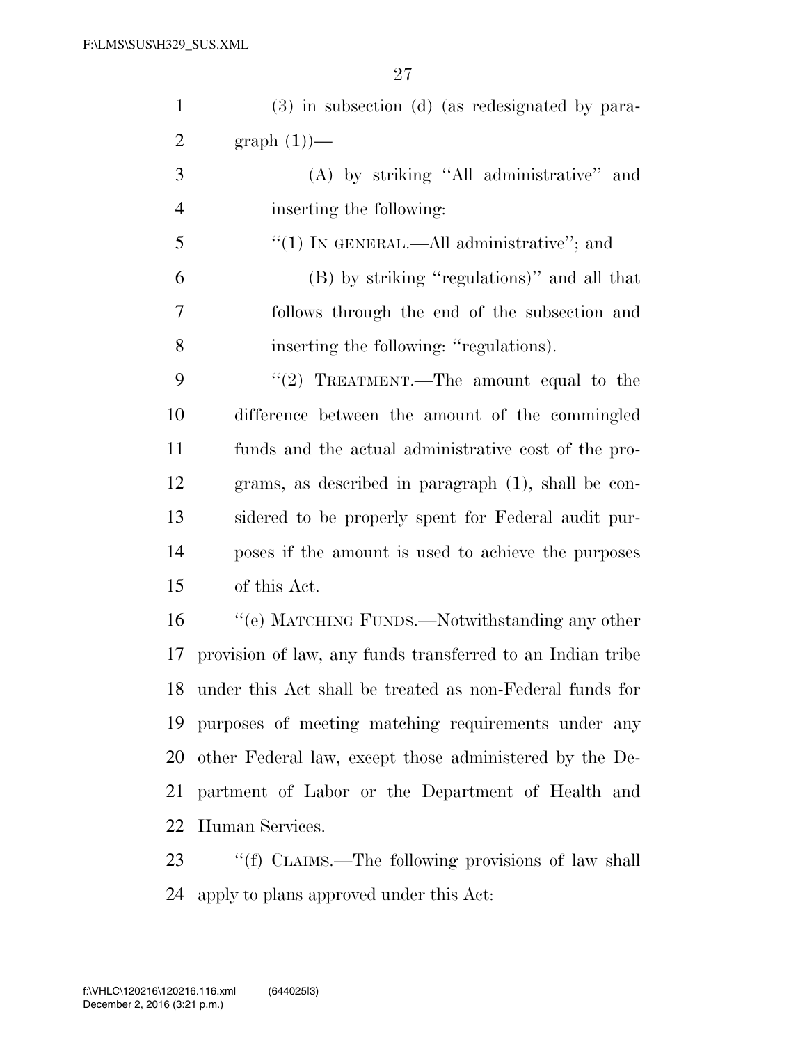(3) in subsection (d) (as redesignated by paragraph (1))—

(A) by striking "All administrative" and inserting the following:

"(1) IN GENERAL.—All administrative"; and

(B) by striking "regulations)" and all that follows through the end of the subsection and inserting the following: "regulations).

"(2) TREATMENT.—The amount equal to the difference between the amount of the commingled funds and the actual administrative cost of the programs, as described in paragraph (1), shall be considered to be properly spent for Federal audit purposes if the amount is used to achieve the purposes of this Act.

"(e) MATCHING FUNDS.—Notwithstanding any other provision of law, any funds transferred to an Indian tribe under this Act shall be treated as non-Federal funds for purposes of meeting matching requirements under any other Federal law, except those administered by the Department of Labor or the Department of Health and Human Services.

"(f) CLAIMS.—The following provisions of law shall apply to plans approved under this Act: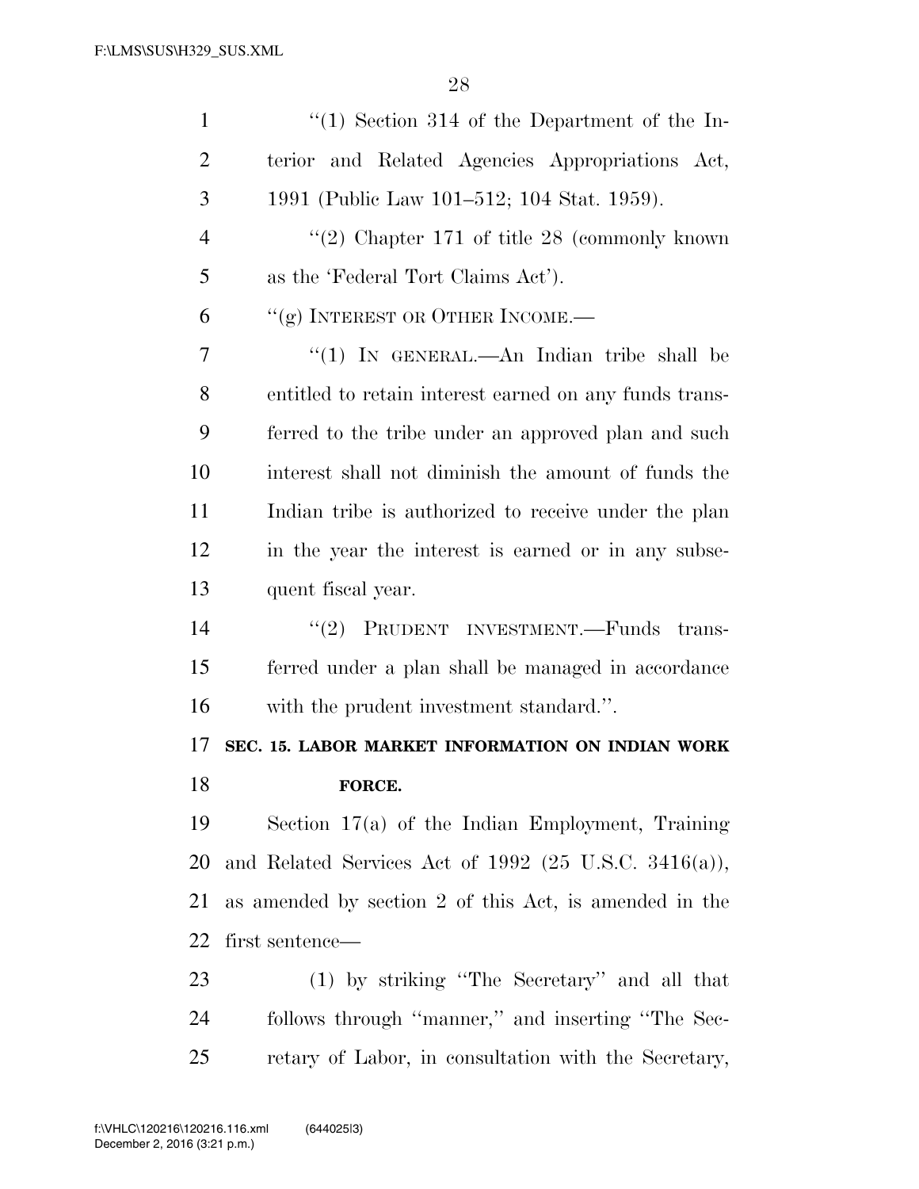"(1) Section 314 of the Department of the Interior and Related Agencies Appropriations Act, 1991 (Public Law 101–512; 104 Stat. 1959).

"(2) Chapter 171 of title 28 (commonly known as the 'Federal Tort Claims Act').

"(g) INTEREST OR OTHER INCOME.—

"(1) IN GENERAL.—An Indian tribe shall be entitled to retain interest earned on any funds transferred to the tribe under an approved plan and such interest shall not diminish the amount of funds the Indian tribe is authorized to receive under the plan in the year the interest is earned or in any subsequent fiscal year.

"(2) PRUDENT INVESTMENT.—Funds transferred under a plan shall be managed in accordance with the prudent investment standard.".

**SEC. 15. LABOR MARKET INFORMATION ON INDIAN WORK FORCE.**

Section 17(a) of the Indian Employment, Training and Related Services Act of 1992 (25 U.S.C. 3416(a)), as amended by section 2 of this Act, is amended in the first sentence—

(1) by striking "The Secretary" and all that follows through "manner," and inserting "The Secretary of Labor, in consultation with the Secretary,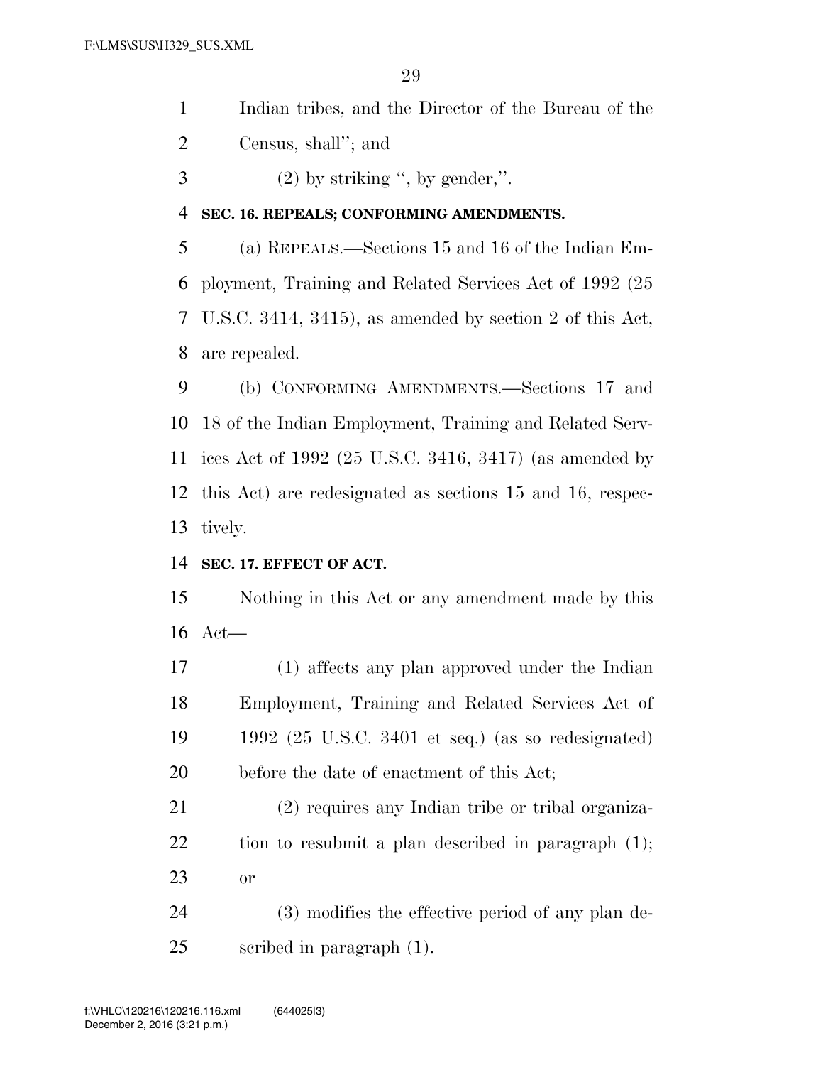Indian tribes, and the Director of the Bureau of the Census, shall''; and

(2) by striking '', by gender,''.

**SEC. 16. REPEALS; CONFORMING AMENDMENTS.**

(a) REPEALS.—Sections 15 and 16 of the Indian Employment, Training and Related Services Act of 1992 (25 U.S.C. 3414, 3415), as amended by section 2 of this Act, are repealed.

(b) CONFORMING AMENDMENTS.—Sections 17 and 18 of the Indian Employment, Training and Related Services Act of 1992 (25 U.S.C. 3416, 3417) (as amended by this Act) are redesignated as sections 15 and 16, respectively.

**SEC. 17. EFFECT OF ACT.**

Nothing in this Act or any amendment made by this Act—

(1) affects any plan approved under the Indian Employment, Training and Related Services Act of 1992 (25 U.S.C. 3401 et seq.) (as so redesignated) before the date of enactment of this Act;

(2) requires any Indian tribe or tribal organization to resubmit a plan described in paragraph (1); or

(3) modifies the effective period of any plan described in paragraph (1).